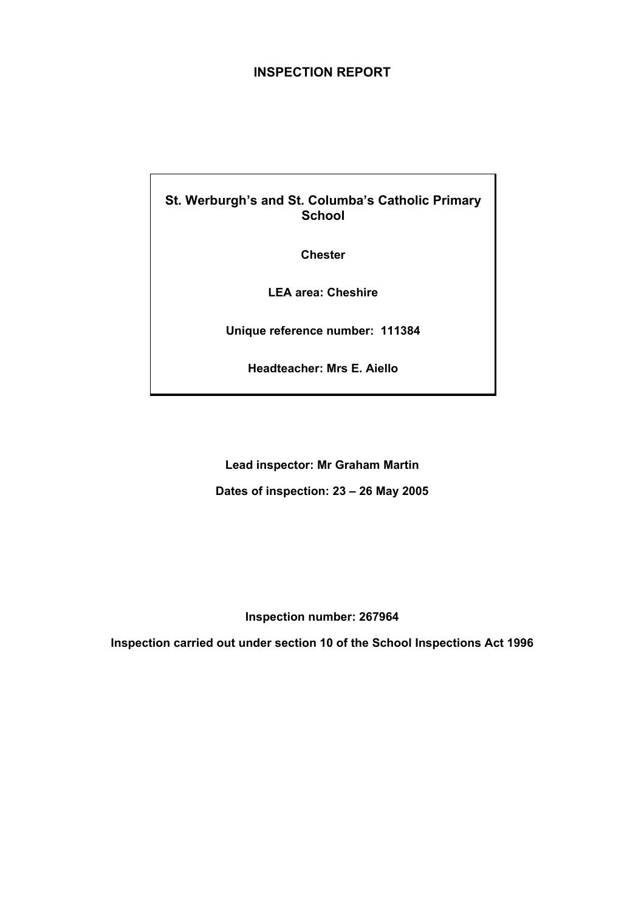# INSPECTION REPORT

**St. Werburgh's and St. Columba's Catholic Primary School**

**Chester**

**LEA area: Cheshire**

**Unique reference number: 111384**

**Headteacher: Mrs E. Aiello**

**Lead inspector: Mr Graham Martin**

**Dates of inspection: 23 – 26 May 2005**

**Inspection number: 267964**

**Inspection carried out under section 10 of the School Inspections Act 1996**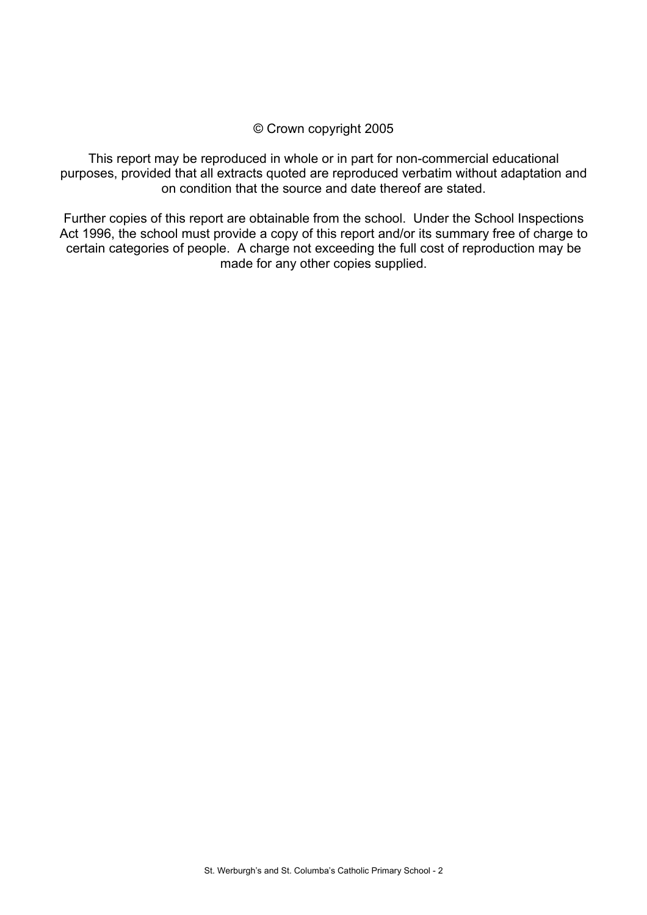© Crown copyright 2005

This report may be reproduced in whole or in part for non-commercial educational purposes, provided that all extracts quoted are reproduced verbatim without adaptation and on condition that the source and date thereof are stated.

Further copies of this report are obtainable from the school. Under the School Inspections Act 1996, the school must provide a copy of this report and/or its summary free of charge to certain categories of people. A charge not exceeding the full cost of reproduction may be made for any other copies supplied.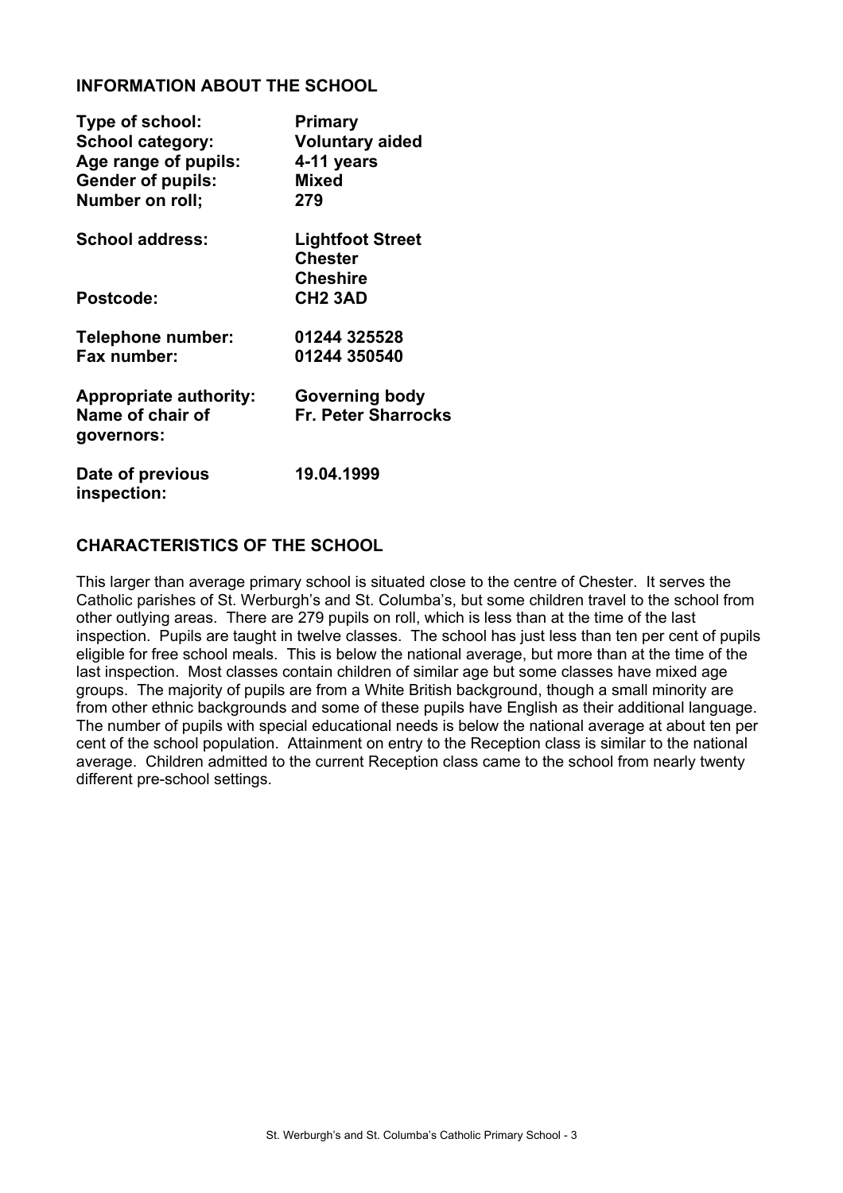## INFORMATION ABOUT THE SCHOOL

| | |
|---|---|
| **Type of school:** | **Primary** |
| **School category:** | **Voluntary aided** |
| **Age range of pupils:** | **4-11 years** |
| **Gender of pupils:** | **Mixed** |
| **Number on roll;** | **279** |
| **School address:** | **Lightfoot Street Chester Cheshire** |
| **Postcode:** | **CH2 3AD** |
| **Telephone number:** | **01244 325528** |
| **Fax number:** | **01244 350540** |
| **Appropriate authority:** | **Governing body** |
| **Name of chair of governors:** | **Fr. Peter Sharrocks** |
| **Date of previous inspection:** | **19.04.1999** |

## CHARACTERISTICS OF THE SCHOOL

This larger than average primary school is situated close to the centre of Chester. It serves the Catholic parishes of St. Werburgh's and St. Columba's, but some children travel to the school from other outlying areas. There are 279 pupils on roll, which is less than at the time of the last inspection. Pupils are taught in twelve classes. The school has just less than ten per cent of pupils eligible for free school meals. This is below the national average, but more than at the time of the last inspection. Most classes contain children of similar age but some classes have mixed age groups. The majority of pupils are from a White British background, though a small minority are from other ethnic backgrounds and some of these pupils have English as their additional language. The number of pupils with special educational needs is below the national average at about ten per cent of the school population. Attainment on entry to the Reception class is similar to the national average. Children admitted to the current Reception class came to the school from nearly twenty different pre-school settings.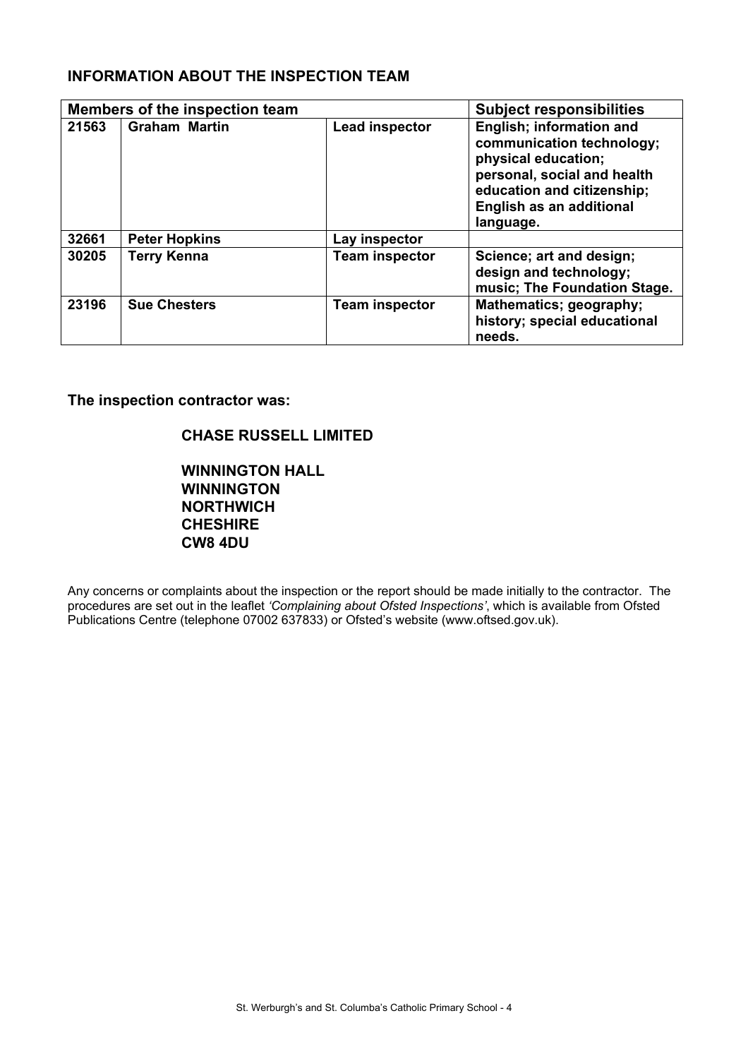## INFORMATION ABOUT THE INSPECTION TEAM

| Members of the inspection team | | | Subject responsibilities |
|---|---|---|---|
| 21563 | Graham Martin | Lead inspector | English; information and communication technology; physical education; personal, social and health education and citizenship; English as an additional language. |
| 32661 | Peter Hopkins | Lay inspector | |
| 30205 | Terry Kenna | Team inspector | Science; art and design; design and technology; music; The Foundation Stage. |
| 23196 | Sue Chesters | Team inspector | Mathematics; geography; history; special educational needs. |

**The inspection contractor was:**

**CHASE RUSSELL LIMITED**

**WINNINGTON HALL**
**WINNINGTON**
**NORTHWICH**
**CHESHIRE**
**CW8 4DU**

Any concerns or complaints about the inspection or the report should be made initially to the contractor. The procedures are set out in the leaflet *'Complaining about Ofsted Inspections'*, which is available from Ofsted Publications Centre (telephone 07002 637833) or Ofsted's website (www.oftsed.gov.uk).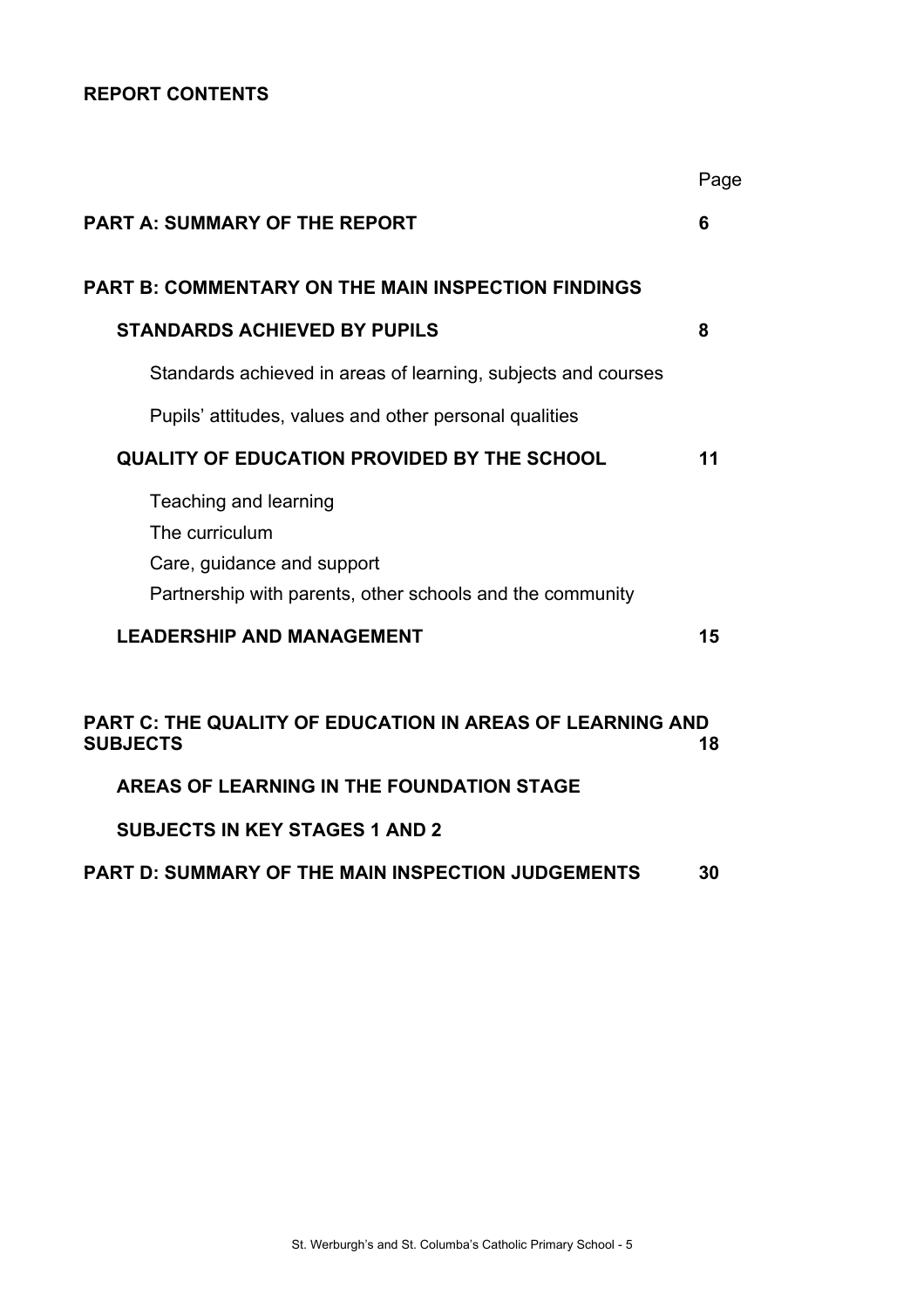**REPORT CONTENTS**

| | Page |
|---|---|
| **PART A: SUMMARY OF THE REPORT** | **6** |
| **PART B: COMMENTARY ON THE MAIN INSPECTION FINDINGS** | |
| **STANDARDS ACHIEVED BY PUPILS** | **8** |
| Standards achieved in areas of learning, subjects and courses | |
| Pupils' attitudes, values and other personal qualities | |
| **QUALITY OF EDUCATION PROVIDED BY THE SCHOOL** | **11** |
| Teaching and learning | |
| The curriculum | |
| Care, guidance and support | |
| Partnership with parents, other schools and the community | |
| **LEADERSHIP AND MANAGEMENT** | **15** |
| **PART C: THE QUALITY OF EDUCATION IN AREAS OF LEARNING AND SUBJECTS** | **18** |
| **AREAS OF LEARNING IN THE FOUNDATION STAGE** | |
| **SUBJECTS IN KEY STAGES 1 AND 2** | |
| **PART D: SUMMARY OF THE MAIN INSPECTION JUDGEMENTS** | **30** |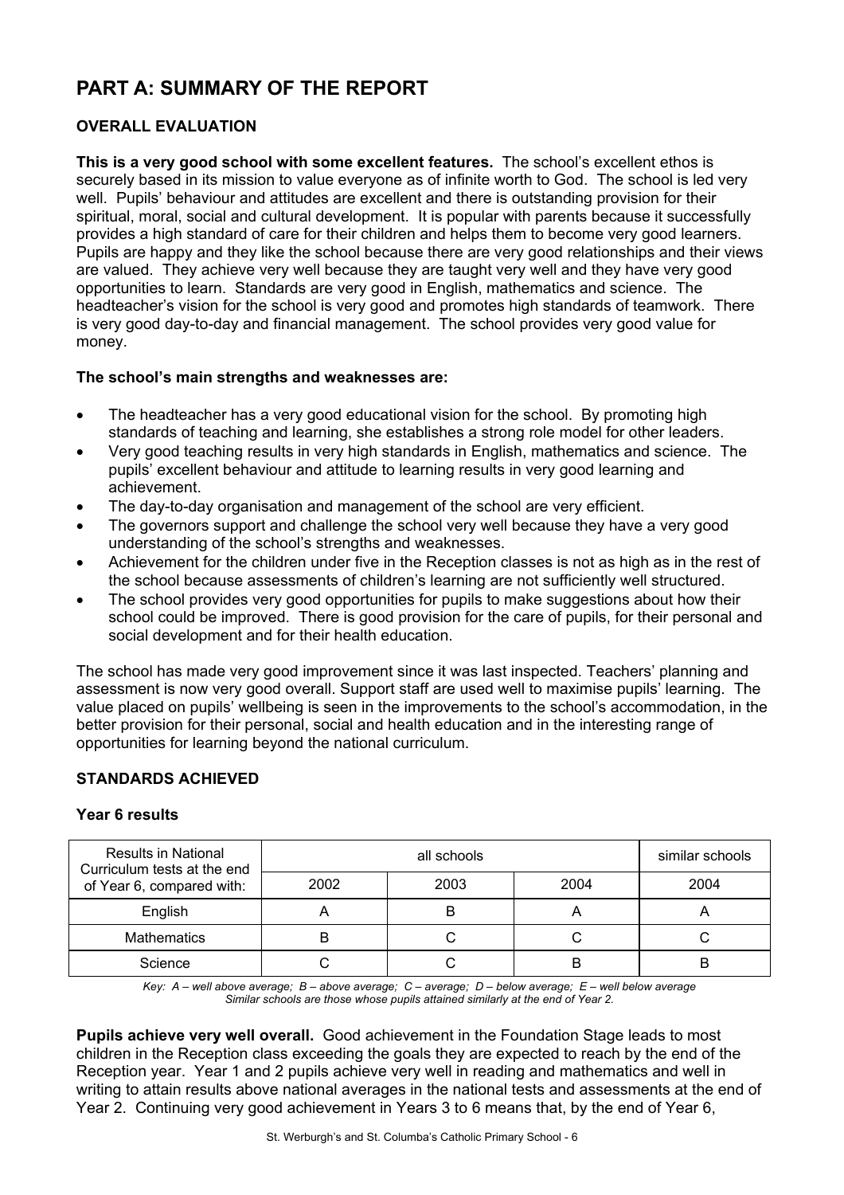# PART A: SUMMARY OF THE REPORT

## OVERALL EVALUATION

**This is a very good school with some excellent features.** The school's excellent ethos is securely based in its mission to value everyone as of infinite worth to God. The school is led very well. Pupils' behaviour and attitudes are excellent and there is outstanding provision for their spiritual, moral, social and cultural development. It is popular with parents because it successfully provides a high standard of care for their children and helps them to become very good learners. Pupils are happy and they like the school because there are very good relationships and their views are valued. They achieve very well because they are taught very well and they have very good opportunities to learn. Standards are very good in English, mathematics and science. The headteacher's vision for the school is very good and promotes high standards of teamwork. There is very good day-to-day and financial management. The school provides very good value for money.

**The school's main strengths and weaknesses are:**

- The headteacher has a very good educational vision for the school. By promoting high standards of teaching and learning, she establishes a strong role model for other leaders.
- Very good teaching results in very high standards in English, mathematics and science. The pupils' excellent behaviour and attitude to learning results in very good learning and achievement.
- The day-to-day organisation and management of the school are very efficient.
- The governors support and challenge the school very well because they have a very good understanding of the school's strengths and weaknesses.
- Achievement for the children under five in the Reception classes is not as high as in the rest of the school because assessments of children's learning are not sufficiently well structured.
- The school provides very good opportunities for pupils to make suggestions about how their school could be improved. There is good provision for the care of pupils, for their personal and social development and for their health education.

The school has made very good improvement since it was last inspected. Teachers' planning and assessment is now very good overall. Support staff are used well to maximise pupils' learning. The value placed on pupils' wellbeing is seen in the improvements to the school's accommodation, in the better provision for their personal, social and health education and in the interesting range of opportunities for learning beyond the national curriculum.

## STANDARDS ACHIEVED

### Year 6 results

| Results in National Curriculum tests at the end of Year 6, compared with: | all schools | | | similar schools |
|---|---|---|---|---|
| | 2002 | 2003 | 2004 | 2004 |
| English | A | B | A | A |
| Mathematics | B | C | C | C |
| Science | C | C | B | B |

*Key: A – well above average; B – above average; C – average; D – below average; E – well below average*
*Similar schools are those whose pupils attained similarly at the end of Year 2.*

**Pupils achieve very well overall.** Good achievement in the Foundation Stage leads to most children in the Reception class exceeding the goals they are expected to reach by the end of the Reception year. Year 1 and 2 pupils achieve very well in reading and mathematics and well in writing to attain results above national averages in the national tests and assessments at the end of Year 2. Continuing very good achievement in Years 3 to 6 means that, by the end of Year 6,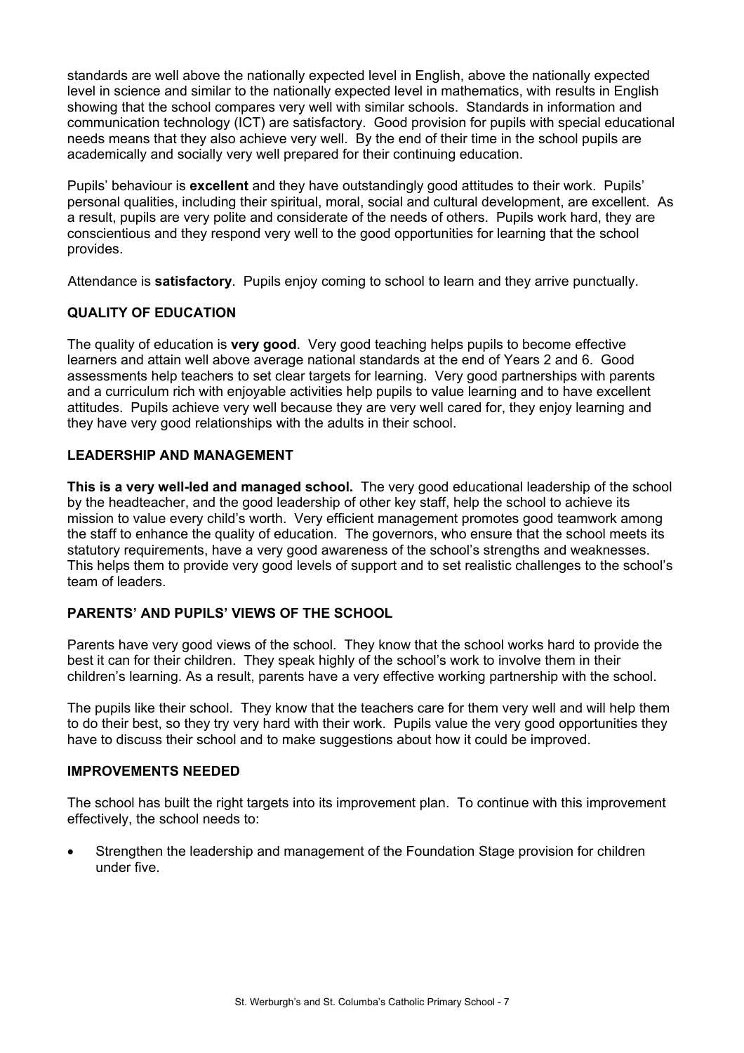standards are well above the nationally expected level in English, above the nationally expected level in science and similar to the nationally expected level in mathematics, with results in English showing that the school compares very well with similar schools. Standards in information and communication technology (ICT) are satisfactory. Good provision for pupils with special educational needs means that they also achieve very well. By the end of their time in the school pupils are academically and socially very well prepared for their continuing education.

Pupils' behaviour is **excellent** and they have outstandingly good attitudes to their work. Pupils' personal qualities, including their spiritual, moral, social and cultural development, are excellent. As a result, pupils are very polite and considerate of the needs of others. Pupils work hard, they are conscientious and they respond very well to the good opportunities for learning that the school provides.

Attendance is **satisfactory**. Pupils enjoy coming to school to learn and they arrive punctually.

## QUALITY OF EDUCATION

The quality of education is **very good**. Very good teaching helps pupils to become effective learners and attain well above average national standards at the end of Years 2 and 6. Good assessments help teachers to set clear targets for learning. Very good partnerships with parents and a curriculum rich with enjoyable activities help pupils to value learning and to have excellent attitudes. Pupils achieve very well because they are very well cared for, they enjoy learning and they have very good relationships with the adults in their school.

## LEADERSHIP AND MANAGEMENT

**This is a very well-led and managed school.** The very good educational leadership of the school by the headteacher, and the good leadership of other key staff, help the school to achieve its mission to value every child's worth. Very efficient management promotes good teamwork among the staff to enhance the quality of education. The governors, who ensure that the school meets its statutory requirements, have a very good awareness of the school's strengths and weaknesses. This helps them to provide very good levels of support and to set realistic challenges to the school's team of leaders.

## PARENTS' AND PUPILS' VIEWS OF THE SCHOOL

Parents have very good views of the school. They know that the school works hard to provide the best it can for their children. They speak highly of the school's work to involve them in their children's learning. As a result, parents have a very effective working partnership with the school.

The pupils like their school. They know that the teachers care for them very well and will help them to do their best, so they try very hard with their work. Pupils value the very good opportunities they have to discuss their school and to make suggestions about how it could be improved.

## IMPROVEMENTS NEEDED

The school has built the right targets into its improvement plan. To continue with this improvement effectively, the school needs to:

- Strengthen the leadership and management of the Foundation Stage provision for children under five.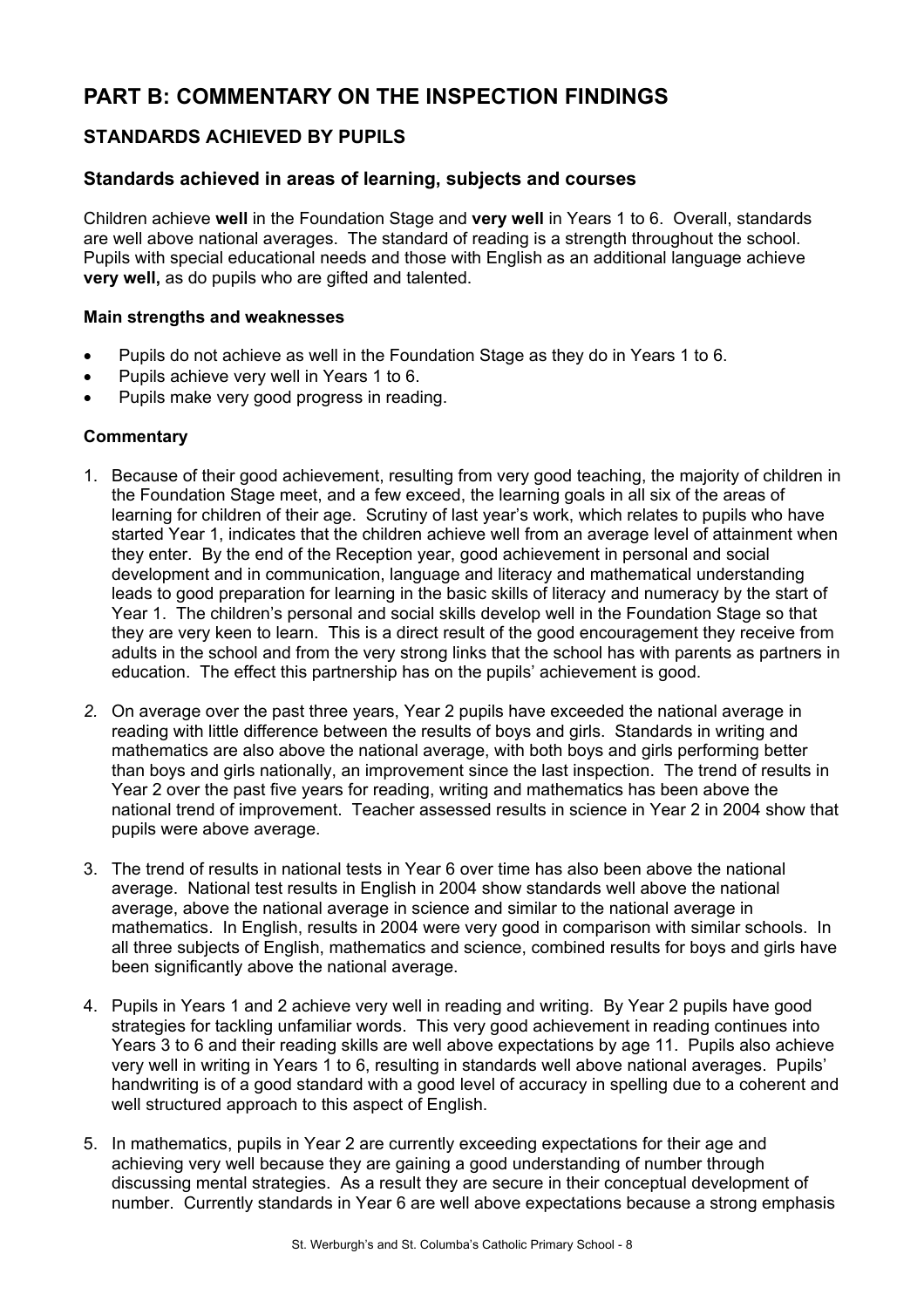# PART B: COMMENTARY ON THE INSPECTION FINDINGS

## STANDARDS ACHIEVED BY PUPILS

### Standards achieved in areas of learning, subjects and courses

Children achieve **well** in the Foundation Stage and **very well** in Years 1 to 6. Overall, standards are well above national averages. The standard of reading is a strength throughout the school. Pupils with special educational needs and those with English as an additional language achieve **very well,** as do pupils who are gifted and talented.

**Main strengths and weaknesses**

- Pupils do not achieve as well in the Foundation Stage as they do in Years 1 to 6.
- Pupils achieve very well in Years 1 to 6.
- Pupils make very good progress in reading.

**Commentary**

1. Because of their good achievement, resulting from very good teaching, the majority of children in the Foundation Stage meet, and a few exceed, the learning goals in all six of the areas of learning for children of their age. Scrutiny of last year's work, which relates to pupils who have started Year 1, indicates that the children achieve well from an average level of attainment when they enter. By the end of the Reception year, good achievement in personal and social development and in communication, language and literacy and mathematical understanding leads to good preparation for learning in the basic skills of literacy and numeracy by the start of Year 1. The children's personal and social skills develop well in the Foundation Stage so that they are very keen to learn. This is a direct result of the good encouragement they receive from adults in the school and from the very strong links that the school has with parents as partners in education. The effect this partnership has on the pupils' achievement is good.

2. On average over the past three years, Year 2 pupils have exceeded the national average in reading with little difference between the results of boys and girls. Standards in writing and mathematics are also above the national average, with both boys and girls performing better than boys and girls nationally, an improvement since the last inspection. The trend of results in Year 2 over the past five years for reading, writing and mathematics has been above the national trend of improvement. Teacher assessed results in science in Year 2 in 2004 show that pupils were above average.

3. The trend of results in national tests in Year 6 over time has also been above the national average. National test results in English in 2004 show standards well above the national average, above the national average in science and similar to the national average in mathematics. In English, results in 2004 were very good in comparison with similar schools. In all three subjects of English, mathematics and science, combined results for boys and girls have been significantly above the national average.

4. Pupils in Years 1 and 2 achieve very well in reading and writing. By Year 2 pupils have good strategies for tackling unfamiliar words. This very good achievement in reading continues into Years 3 to 6 and their reading skills are well above expectations by age 11. Pupils also achieve very well in writing in Years 1 to 6, resulting in standards well above national averages. Pupils' handwriting is of a good standard with a good level of accuracy in spelling due to a coherent and well structured approach to this aspect of English.

5. In mathematics, pupils in Year 2 are currently exceeding expectations for their age and achieving very well because they are gaining a good understanding of number through discussing mental strategies. As a result they are secure in their conceptual development of number. Currently standards in Year 6 are well above expectations because a strong emphasis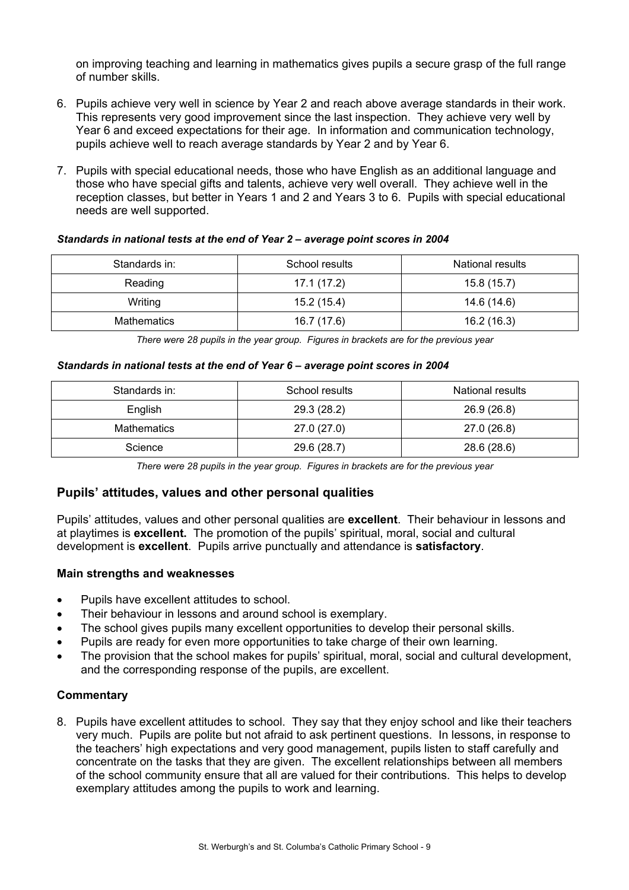on improving teaching and learning in mathematics gives pupils a secure grasp of the full range of number skills.

6. Pupils achieve very well in science by Year 2 and reach above average standards in their work. This represents very good improvement since the last inspection. They achieve very well by Year 6 and exceed expectations for their age. In information and communication technology, pupils achieve well to reach average standards by Year 2 and by Year 6.

7. Pupils with special educational needs, those who have English as an additional language and those who have special gifts and talents, achieve very well overall. They achieve well in the reception classes, but better in Years 1 and 2 and Years 3 to 6. Pupils with special educational needs are well supported.

***Standards in national tests at the end of Year 2 – average point scores in 2004***

| Standards in: | School results | National results |
|---|---|---|
| Reading | 17.1 (17.2) | 15.8 (15.7) |
| Writing | 15.2 (15.4) | 14.6 (14.6) |
| Mathematics | 16.7 (17.6) | 16.2 (16.3) |

*There were 28 pupils in the year group. Figures in brackets are for the previous year*

***Standards in national tests at the end of Year 6 – average point scores in 2004***

| Standards in: | School results | National results |
|---|---|---|
| English | 29.3 (28.2) | 26.9 (26.8) |
| Mathematics | 27.0 (27.0) | 27.0 (26.8) |
| Science | 29.6 (28.7) | 28.6 (28.6) |

*There were 28 pupils in the year group. Figures in brackets are for the previous year*

## Pupils' attitudes, values and other personal qualities

Pupils' attitudes, values and other personal qualities are **excellent**. Their behaviour in lessons and at playtimes is **excellent.** The promotion of the pupils' spiritual, moral, social and cultural development is **excellent**. Pupils arrive punctually and attendance is **satisfactory**.

### Main strengths and weaknesses

- Pupils have excellent attitudes to school.
- Their behaviour in lessons and around school is exemplary.
- The school gives pupils many excellent opportunities to develop their personal skills.
- Pupils are ready for even more opportunities to take charge of their own learning.
- The provision that the school makes for pupils' spiritual, moral, social and cultural development, and the corresponding response of the pupils, are excellent.

### Commentary

8. Pupils have excellent attitudes to school. They say that they enjoy school and like their teachers very much. Pupils are polite but not afraid to ask pertinent questions. In lessons, in response to the teachers' high expectations and very good management, pupils listen to staff carefully and concentrate on the tasks that they are given. The excellent relationships between all members of the school community ensure that all are valued for their contributions. This helps to develop exemplary attitudes among the pupils to work and learning.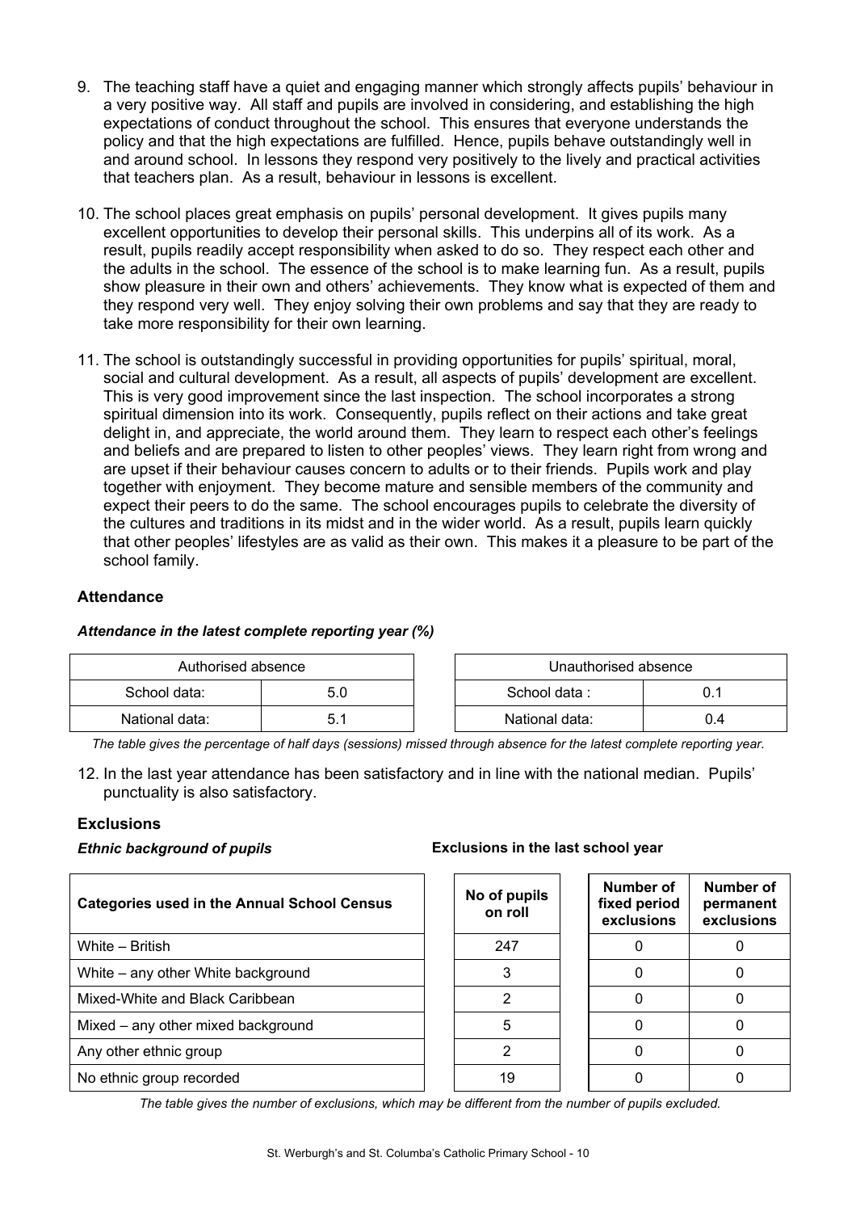9. The teaching staff have a quiet and engaging manner which strongly affects pupils' behaviour in a very positive way. All staff and pupils are involved in considering, and establishing the high expectations of conduct throughout the school. This ensures that everyone understands the policy and that the high expectations are fulfilled. Hence, pupils behave outstandingly well in and around school. In lessons they respond very positively to the lively and practical activities that teachers plan. As a result, behaviour in lessons is excellent.

10. The school places great emphasis on pupils' personal development. It gives pupils many excellent opportunities to develop their personal skills. This underpins all of its work. As a result, pupils readily accept responsibility when asked to do so. They respect each other and the adults in the school. The essence of the school is to make learning fun. As a result, pupils show pleasure in their own and others' achievements. They know what is expected of them and they respond very well. They enjoy solving their own problems and say that they are ready to take more responsibility for their own learning.

11. The school is outstandingly successful in providing opportunities for pupils' spiritual, moral, social and cultural development. As a result, all aspects of pupils' development are excellent. This is very good improvement since the last inspection. The school incorporates a strong spiritual dimension into its work. Consequently, pupils reflect on their actions and take great delight in, and appreciate, the world around them. They learn to respect each other's feelings and beliefs and are prepared to listen to other peoples' views. They learn right from wrong and are upset if their behaviour causes concern to adults or to their friends. Pupils work and play together with enjoyment. They become mature and sensible members of the community and expect their peers to do the same. The school encourages pupils to celebrate the diversity of the cultures and traditions in its midst and in the wider world. As a result, pupils learn quickly that other peoples' lifestyles are as valid as their own. This makes it a pleasure to be part of the school family.

### Attendance

***Attendance in the latest complete reporting year (%)***

| Authorised absence | |
|---|---|
| School data: | 5.0 |
| National data: | 5.1 |

| Unauthorised absence | |
|---|---|
| School data : | 0.1 |
| National data: | 0.4 |

*The table gives the percentage of half days (sessions) missed through absence for the latest complete reporting year.*

12. In the last year attendance has been satisfactory and in line with the national median. Pupils' punctuality is also satisfactory.

### Exclusions

***Ethnic background of pupils*** **Exclusions in the last school year**

| Categories used in the Annual School Census | No of pupils on roll | Number of fixed period exclusions | Number of permanent exclusions |
|---|---|---|---|
| White – British | 247 | 0 | 0 |
| White – any other White background | 3 | 0 | 0 |
| Mixed-White and Black Caribbean | 2 | 0 | 0 |
| Mixed – any other mixed background | 5 | 0 | 0 |
| Any other ethnic group | 2 | 0 | 0 |
| No ethnic group recorded | 19 | 0 | 0 |

*The table gives the number of exclusions, which may be different from the number of pupils excluded.*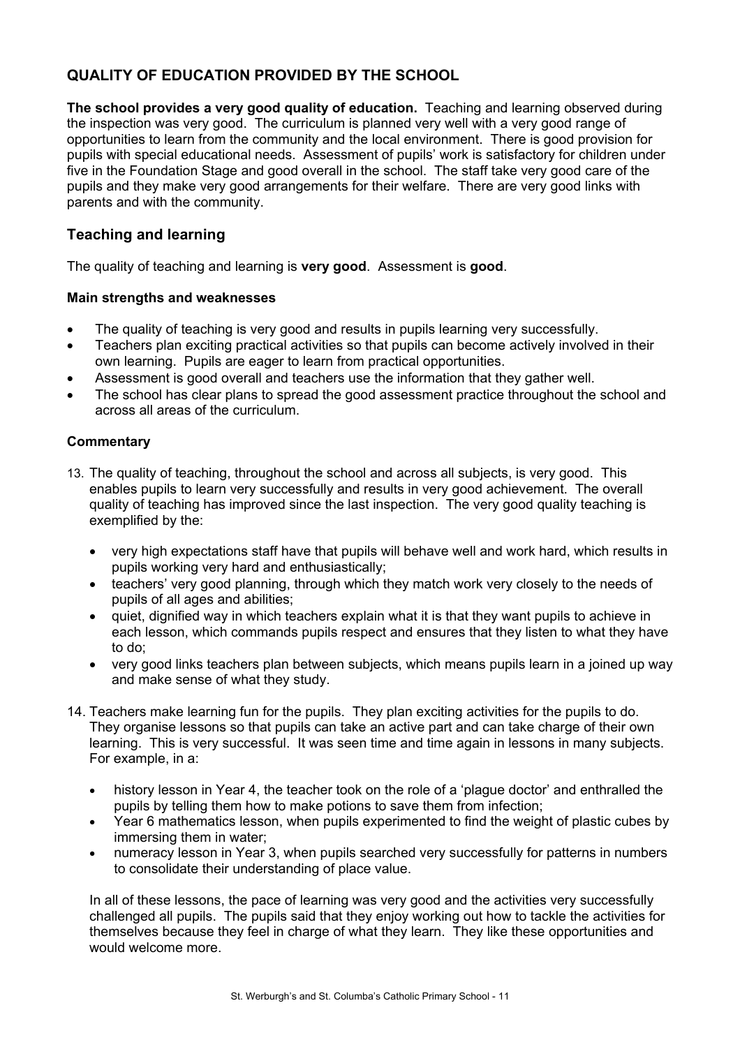## QUALITY OF EDUCATION PROVIDED BY THE SCHOOL

**The school provides a very good quality of education.** Teaching and learning observed during the inspection was very good. The curriculum is planned very well with a very good range of opportunities to learn from the community and the local environment. There is good provision for pupils with special educational needs. Assessment of pupils' work is satisfactory for children under five in the Foundation Stage and good overall in the school. The staff take very good care of the pupils and they make very good arrangements for their welfare. There are very good links with parents and with the community.

### Teaching and learning

The quality of teaching and learning is **very good**. Assessment is **good**.

#### Main strengths and weaknesses

- The quality of teaching is very good and results in pupils learning very successfully.
- Teachers plan exciting practical activities so that pupils can become actively involved in their own learning. Pupils are eager to learn from practical opportunities.
- Assessment is good overall and teachers use the information that they gather well.
- The school has clear plans to spread the good assessment practice throughout the school and across all areas of the curriculum.

#### Commentary

13. The quality of teaching, throughout the school and across all subjects, is very good. This enables pupils to learn very successfully and results in very good achievement. The overall quality of teaching has improved since the last inspection. The very good quality teaching is exemplified by the:

    - very high expectations staff have that pupils will behave well and work hard, which results in pupils working very hard and enthusiastically;
    - teachers' very good planning, through which they match work very closely to the needs of pupils of all ages and abilities;
    - quiet, dignified way in which teachers explain what it is that they want pupils to achieve in each lesson, which commands pupils respect and ensures that they listen to what they have to do;
    - very good links teachers plan between subjects, which means pupils learn in a joined up way and make sense of what they study.

14. Teachers make learning fun for the pupils. They plan exciting activities for the pupils to do. They organise lessons so that pupils can take an active part and can take charge of their own learning. This is very successful. It was seen time and time again in lessons in many subjects. For example, in a:

    - history lesson in Year 4, the teacher took on the role of a 'plague doctor' and enthralled the pupils by telling them how to make potions to save them from infection;
    - Year 6 mathematics lesson, when pupils experimented to find the weight of plastic cubes by immersing them in water;
    - numeracy lesson in Year 3, when pupils searched very successfully for patterns in numbers to consolidate their understanding of place value.

    In all of these lessons, the pace of learning was very good and the activities very successfully challenged all pupils. The pupils said that they enjoy working out how to tackle the activities for themselves because they feel in charge of what they learn. They like these opportunities and would welcome more.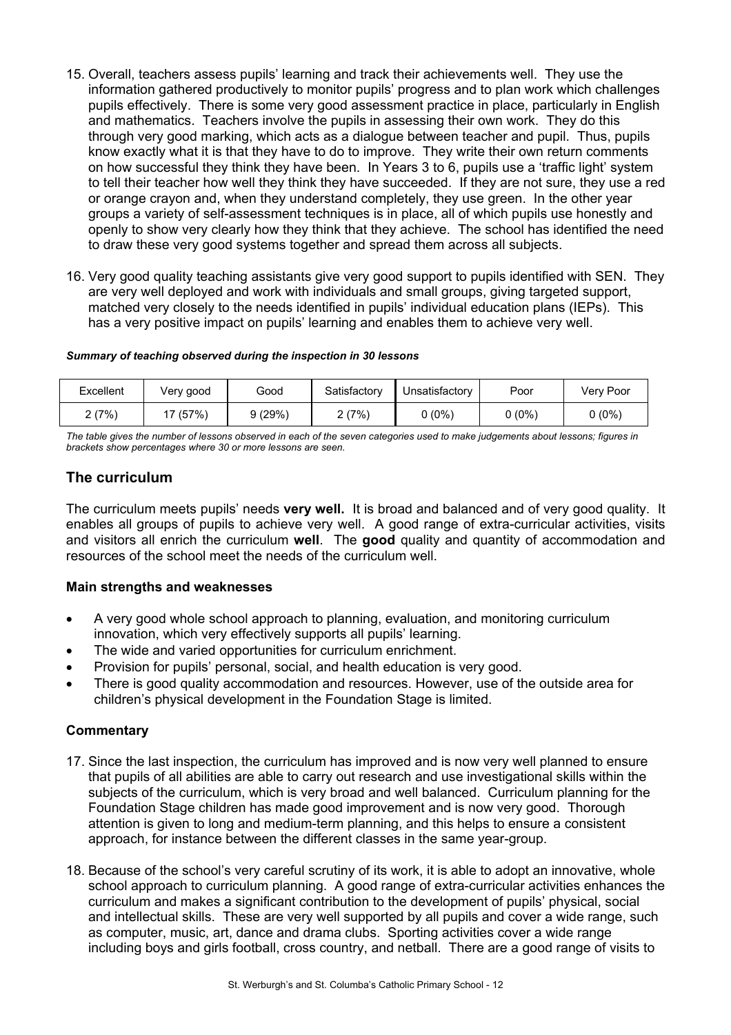15. Overall, teachers assess pupils' learning and track their achievements well. They use the information gathered productively to monitor pupils' progress and to plan work which challenges pupils effectively. There is some very good assessment practice in place, particularly in English and mathematics. Teachers involve the pupils in assessing their own work. They do this through very good marking, which acts as a dialogue between teacher and pupil. Thus, pupils know exactly what it is that they have to do to improve. They write their own return comments on how successful they think they have been. In Years 3 to 6, pupils use a 'traffic light' system to tell their teacher how well they think they have succeeded. If they are not sure, they use a red or orange crayon and, when they understand completely, they use green. In the other year groups a variety of self-assessment techniques is in place, all of which pupils use honestly and openly to show very clearly how they think that they achieve. The school has identified the need to draw these very good systems together and spread them across all subjects.

16. Very good quality teaching assistants give very good support to pupils identified with SEN. They are very well deployed and work with individuals and small groups, giving targeted support, matched very closely to the needs identified in pupils' individual education plans (IEPs). This has a very positive impact on pupils' learning and enables them to achieve very well.

***Summary of teaching observed during the inspection in 30 lessons***

| Excellent | Very good | Good | Satisfactory | Unsatisfactory | Poor | Very Poor |
|---|---|---|---|---|---|---|
| 2 (7%) | 17 (57%) | 9 (29%) | 2 (7%) | 0 (0%) | 0 (0%) | 0 (0%) |

*The table gives the number of lessons observed in each of the seven categories used to make judgements about lessons; figures in brackets show percentages where 30 or more lessons are seen.*

## The curriculum

The curriculum meets pupils' needs **very well.** It is broad and balanced and of very good quality. It enables all groups of pupils to achieve very well. A good range of extra-curricular activities, visits and visitors all enrich the curriculum **well**. The **good** quality and quantity of accommodation and resources of the school meet the needs of the curriculum well.

### Main strengths and weaknesses

- A very good whole school approach to planning, evaluation, and monitoring curriculum innovation, which very effectively supports all pupils' learning.
- The wide and varied opportunities for curriculum enrichment.
- Provision for pupils' personal, social, and health education is very good.
- There is good quality accommodation and resources. However, use of the outside area for children's physical development in the Foundation Stage is limited.

### Commentary

17. Since the last inspection, the curriculum has improved and is now very well planned to ensure that pupils of all abilities are able to carry out research and use investigational skills within the subjects of the curriculum, which is very broad and well balanced. Curriculum planning for the Foundation Stage children has made good improvement and is now very good. Thorough attention is given to long and medium-term planning, and this helps to ensure a consistent approach, for instance between the different classes in the same year-group.

18. Because of the school's very careful scrutiny of its work, it is able to adopt an innovative, whole school approach to curriculum planning. A good range of extra-curricular activities enhances the curriculum and makes a significant contribution to the development of pupils' physical, social and intellectual skills. These are very well supported by all pupils and cover a wide range, such as computer, music, art, dance and drama clubs. Sporting activities cover a wide range including boys and girls football, cross country, and netball. There are a good range of visits to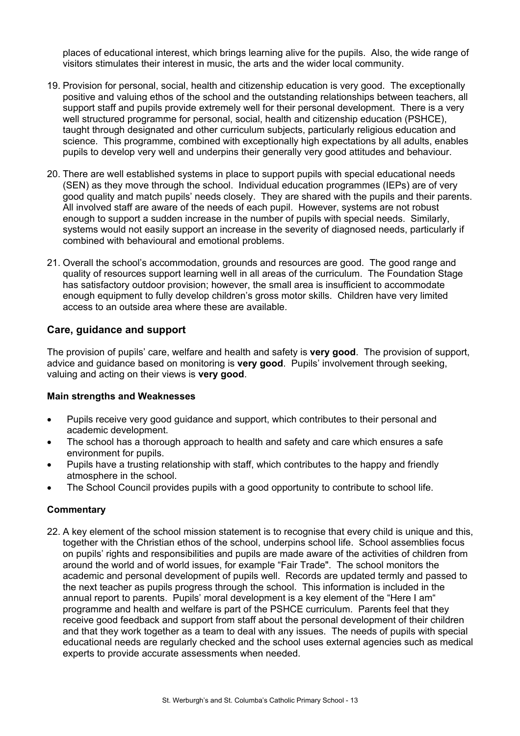places of educational interest, which brings learning alive for the pupils. Also, the wide range of visitors stimulates their interest in music, the arts and the wider local community.

19. Provision for personal, social, health and citizenship education is very good. The exceptionally positive and valuing ethos of the school and the outstanding relationships between teachers, all support staff and pupils provide extremely well for their personal development. There is a very well structured programme for personal, social, health and citizenship education (PSHCE), taught through designated and other curriculum subjects, particularly religious education and science. This programme, combined with exceptionally high expectations by all adults, enables pupils to develop very well and underpins their generally very good attitudes and behaviour.

20. There are well established systems in place to support pupils with special educational needs (SEN) as they move through the school. Individual education programmes (IEPs) are of very good quality and match pupils' needs closely. They are shared with the pupils and their parents. All involved staff are aware of the needs of each pupil. However, systems are not robust enough to support a sudden increase in the number of pupils with special needs. Similarly, systems would not easily support an increase in the severity of diagnosed needs, particularly if combined with behavioural and emotional problems.

21. Overall the school's accommodation, grounds and resources are good. The good range and quality of resources support learning well in all areas of the curriculum. The Foundation Stage has satisfactory outdoor provision; however, the small area is insufficient to accommodate enough equipment to fully develop children's gross motor skills. Children have very limited access to an outside area where these are available.

## Care, guidance and support

The provision of pupils' care, welfare and health and safety is **very good**. The provision of support, advice and guidance based on monitoring is **very good**. Pupils' involvement through seeking, valuing and acting on their views is **very good**.

### Main strengths and Weaknesses

- Pupils receive very good guidance and support, which contributes to their personal and academic development.
- The school has a thorough approach to health and safety and care which ensures a safe environment for pupils.
- Pupils have a trusting relationship with staff, which contributes to the happy and friendly atmosphere in the school.
- The School Council provides pupils with a good opportunity to contribute to school life.

### Commentary

22. A key element of the school mission statement is to recognise that every child is unique and this, together with the Christian ethos of the school, underpins school life. School assemblies focus on pupils' rights and responsibilities and pupils are made aware of the activities of children from around the world and of world issues, for example "Fair Trade". The school monitors the academic and personal development of pupils well. Records are updated termly and passed to the next teacher as pupils progress through the school. This information is included in the annual report to parents. Pupils' moral development is a key element of the "Here I am" programme and health and welfare is part of the PSHCE curriculum. Parents feel that they receive good feedback and support from staff about the personal development of their children and that they work together as a team to deal with any issues. The needs of pupils with special educational needs are regularly checked and the school uses external agencies such as medical experts to provide accurate assessments when needed.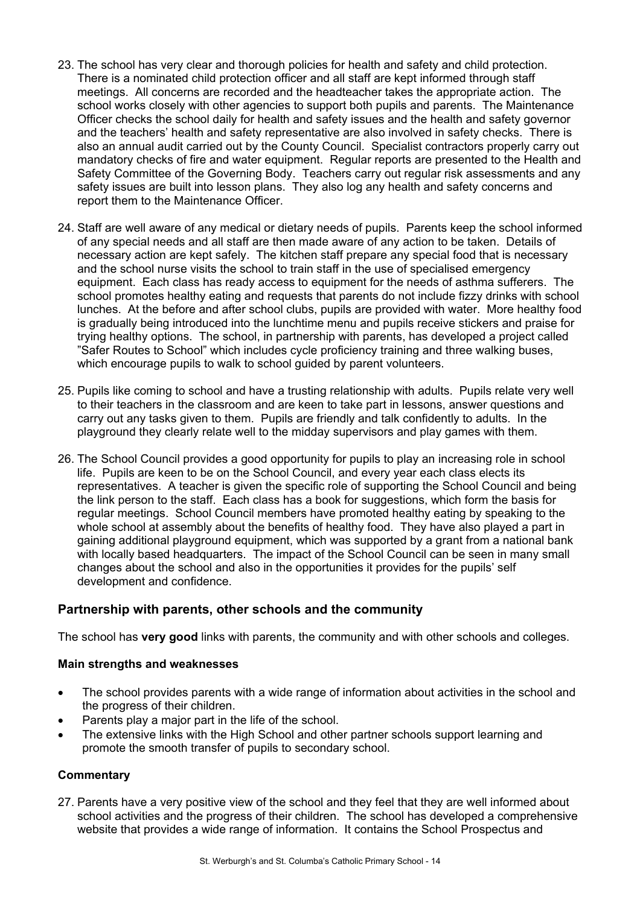23. The school has very clear and thorough policies for health and safety and child protection. There is a nominated child protection officer and all staff are kept informed through staff meetings. All concerns are recorded and the headteacher takes the appropriate action. The school works closely with other agencies to support both pupils and parents. The Maintenance Officer checks the school daily for health and safety issues and the health and safety governor and the teachers' health and safety representative are also involved in safety checks. There is also an annual audit carried out by the County Council. Specialist contractors properly carry out mandatory checks of fire and water equipment. Regular reports are presented to the Health and Safety Committee of the Governing Body. Teachers carry out regular risk assessments and any safety issues are built into lesson plans. They also log any health and safety concerns and report them to the Maintenance Officer.

24. Staff are well aware of any medical or dietary needs of pupils. Parents keep the school informed of any special needs and all staff are then made aware of any action to be taken. Details of necessary action are kept safely. The kitchen staff prepare any special food that is necessary and the school nurse visits the school to train staff in the use of specialised emergency equipment. Each class has ready access to equipment for the needs of asthma sufferers. The school promotes healthy eating and requests that parents do not include fizzy drinks with school lunches. At the before and after school clubs, pupils are provided with water. More healthy food is gradually being introduced into the lunchtime menu and pupils receive stickers and praise for trying healthy options. The school, in partnership with parents, has developed a project called "Safer Routes to School" which includes cycle proficiency training and three walking buses, which encourage pupils to walk to school guided by parent volunteers.

25. Pupils like coming to school and have a trusting relationship with adults. Pupils relate very well to their teachers in the classroom and are keen to take part in lessons, answer questions and carry out any tasks given to them. Pupils are friendly and talk confidently to adults. In the playground they clearly relate well to the midday supervisors and play games with them.

26. The School Council provides a good opportunity for pupils to play an increasing role in school life. Pupils are keen to be on the School Council, and every year each class elects its representatives. A teacher is given the specific role of supporting the School Council and being the link person to the staff. Each class has a book for suggestions, which form the basis for regular meetings. School Council members have promoted healthy eating by speaking to the whole school at assembly about the benefits of healthy food. They have also played a part in gaining additional playground equipment, which was supported by a grant from a national bank with locally based headquarters. The impact of the School Council can be seen in many small changes about the school and also in the opportunities it provides for the pupils' self development and confidence.

## Partnership with parents, other schools and the community

The school has **very good** links with parents, the community and with other schools and colleges.

### Main strengths and weaknesses

- The school provides parents with a wide range of information about activities in the school and the progress of their children.
- Parents play a major part in the life of the school.
- The extensive links with the High School and other partner schools support learning and promote the smooth transfer of pupils to secondary school.

### Commentary

27. Parents have a very positive view of the school and they feel that they are well informed about school activities and the progress of their children. The school has developed a comprehensive website that provides a wide range of information. It contains the School Prospectus and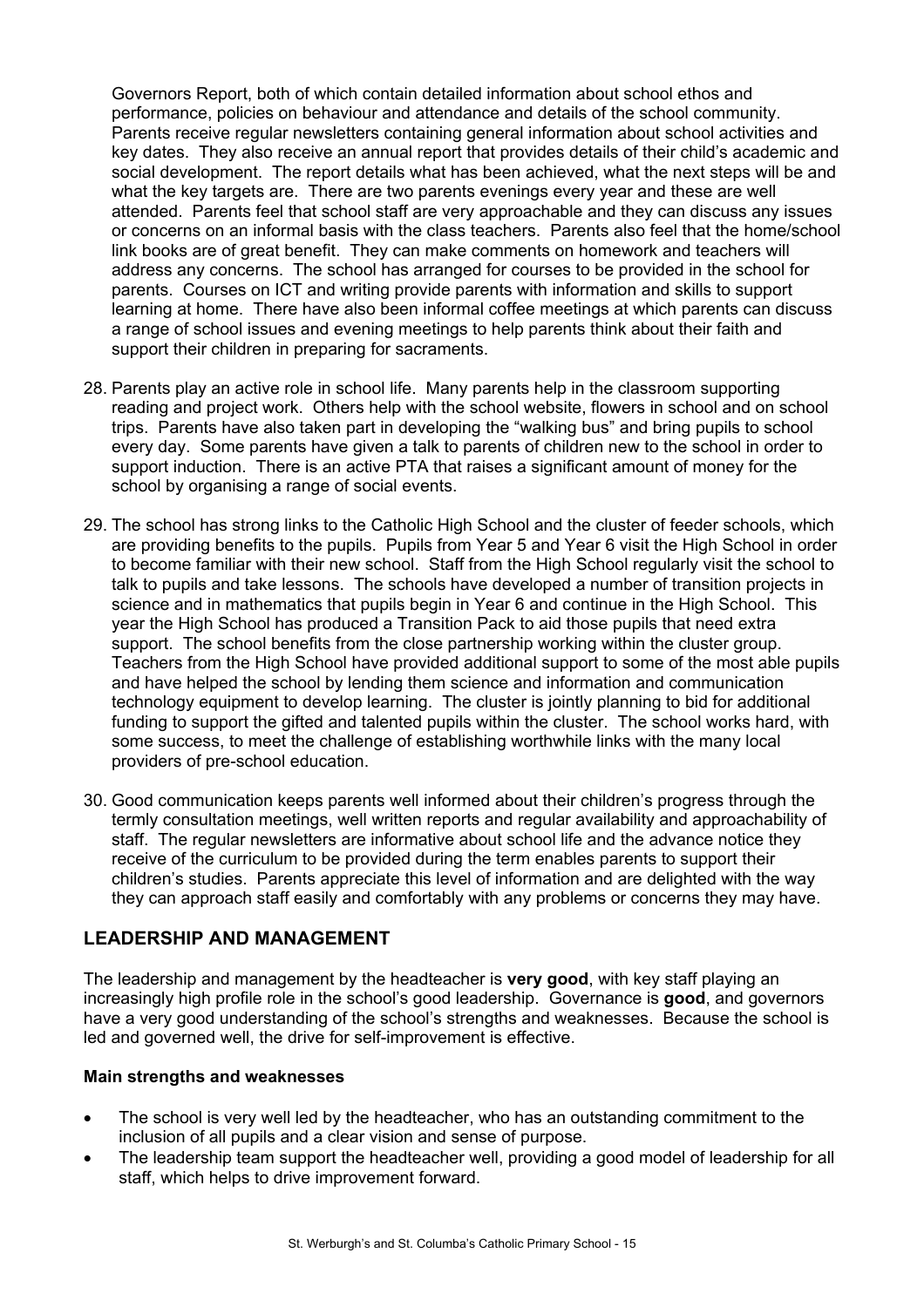Governors Report, both of which contain detailed information about school ethos and performance, policies on behaviour and attendance and details of the school community. Parents receive regular newsletters containing general information about school activities and key dates. They also receive an annual report that provides details of their child's academic and social development. The report details what has been achieved, what the next steps will be and what the key targets are. There are two parents evenings every year and these are well attended. Parents feel that school staff are very approachable and they can discuss any issues or concerns on an informal basis with the class teachers. Parents also feel that the home/school link books are of great benefit. They can make comments on homework and teachers will address any concerns. The school has arranged for courses to be provided in the school for parents. Courses on ICT and writing provide parents with information and skills to support learning at home. There have also been informal coffee meetings at which parents can discuss a range of school issues and evening meetings to help parents think about their faith and support their children in preparing for sacraments.

28. Parents play an active role in school life. Many parents help in the classroom supporting reading and project work. Others help with the school website, flowers in school and on school trips. Parents have also taken part in developing the "walking bus" and bring pupils to school every day. Some parents have given a talk to parents of children new to the school in order to support induction. There is an active PTA that raises a significant amount of money for the school by organising a range of social events.

29. The school has strong links to the Catholic High School and the cluster of feeder schools, which are providing benefits to the pupils. Pupils from Year 5 and Year 6 visit the High School in order to become familiar with their new school. Staff from the High School regularly visit the school to talk to pupils and take lessons. The schools have developed a number of transition projects in science and in mathematics that pupils begin in Year 6 and continue in the High School. This year the High School has produced a Transition Pack to aid those pupils that need extra support. The school benefits from the close partnership working within the cluster group. Teachers from the High School have provided additional support to some of the most able pupils and have helped the school by lending them science and information and communication technology equipment to develop learning. The cluster is jointly planning to bid for additional funding to support the gifted and talented pupils within the cluster. The school works hard, with some success, to meet the challenge of establishing worthwhile links with the many local providers of pre-school education.

30. Good communication keeps parents well informed about their children's progress through the termly consultation meetings, well written reports and regular availability and approachability of staff. The regular newsletters are informative about school life and the advance notice they receive of the curriculum to be provided during the term enables parents to support their children's studies. Parents appreciate this level of information and are delighted with the way they can approach staff easily and comfortably with any problems or concerns they may have.

## LEADERSHIP AND MANAGEMENT

The leadership and management by the headteacher is **very good**, with key staff playing an increasingly high profile role in the school's good leadership. Governance is **good**, and governors have a very good understanding of the school's strengths and weaknesses. Because the school is led and governed well, the drive for self-improvement is effective.

#### Main strengths and weaknesses

- The school is very well led by the headteacher, who has an outstanding commitment to the inclusion of all pupils and a clear vision and sense of purpose.
- The leadership team support the headteacher well, providing a good model of leadership for all staff, which helps to drive improvement forward.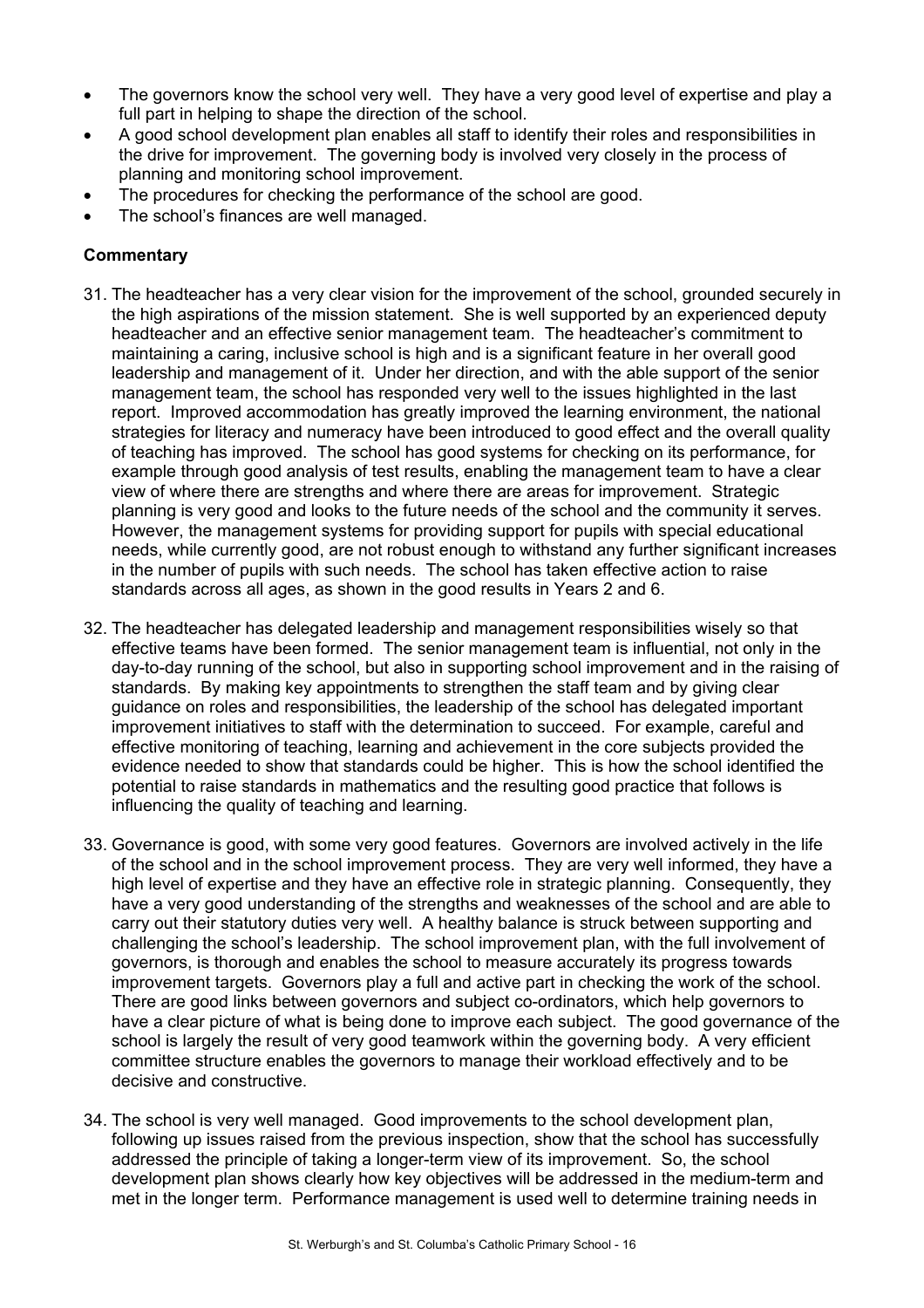- The governors know the school very well. They have a very good level of expertise and play a full part in helping to shape the direction of the school.
- A good school development plan enables all staff to identify their roles and responsibilities in the drive for improvement. The governing body is involved very closely in the process of planning and monitoring school improvement.
- The procedures for checking the performance of the school are good.
- The school's finances are well managed.

**Commentary**

31. The headteacher has a very clear vision for the improvement of the school, grounded securely in the high aspirations of the mission statement. She is well supported by an experienced deputy headteacher and an effective senior management team. The headteacher's commitment to maintaining a caring, inclusive school is high and is a significant feature in her overall good leadership and management of it. Under her direction, and with the able support of the senior management team, the school has responded very well to the issues highlighted in the last report. Improved accommodation has greatly improved the learning environment, the national strategies for literacy and numeracy have been introduced to good effect and the overall quality of teaching has improved. The school has good systems for checking on its performance, for example through good analysis of test results, enabling the management team to have a clear view of where there are strengths and where there are areas for improvement. Strategic planning is very good and looks to the future needs of the school and the community it serves. However, the management systems for providing support for pupils with special educational needs, while currently good, are not robust enough to withstand any further significant increases in the number of pupils with such needs. The school has taken effective action to raise standards across all ages, as shown in the good results in Years 2 and 6.

32. The headteacher has delegated leadership and management responsibilities wisely so that effective teams have been formed. The senior management team is influential, not only in the day-to-day running of the school, but also in supporting school improvement and in the raising of standards. By making key appointments to strengthen the staff team and by giving clear guidance on roles and responsibilities, the leadership of the school has delegated important improvement initiatives to staff with the determination to succeed. For example, careful and effective monitoring of teaching, learning and achievement in the core subjects provided the evidence needed to show that standards could be higher. This is how the school identified the potential to raise standards in mathematics and the resulting good practice that follows is influencing the quality of teaching and learning.

33. Governance is good, with some very good features. Governors are involved actively in the life of the school and in the school improvement process. They are very well informed, they have a high level of expertise and they have an effective role in strategic planning. Consequently, they have a very good understanding of the strengths and weaknesses of the school and are able to carry out their statutory duties very well. A healthy balance is struck between supporting and challenging the school's leadership. The school improvement plan, with the full involvement of governors, is thorough and enables the school to measure accurately its progress towards improvement targets. Governors play a full and active part in checking the work of the school. There are good links between governors and subject co-ordinators, which help governors to have a clear picture of what is being done to improve each subject. The good governance of the school is largely the result of very good teamwork within the governing body. A very efficient committee structure enables the governors to manage their workload effectively and to be decisive and constructive.

34. The school is very well managed. Good improvements to the school development plan, following up issues raised from the previous inspection, show that the school has successfully addressed the principle of taking a longer-term view of its improvement. So, the school development plan shows clearly how key objectives will be addressed in the medium-term and met in the longer term. Performance management is used well to determine training needs in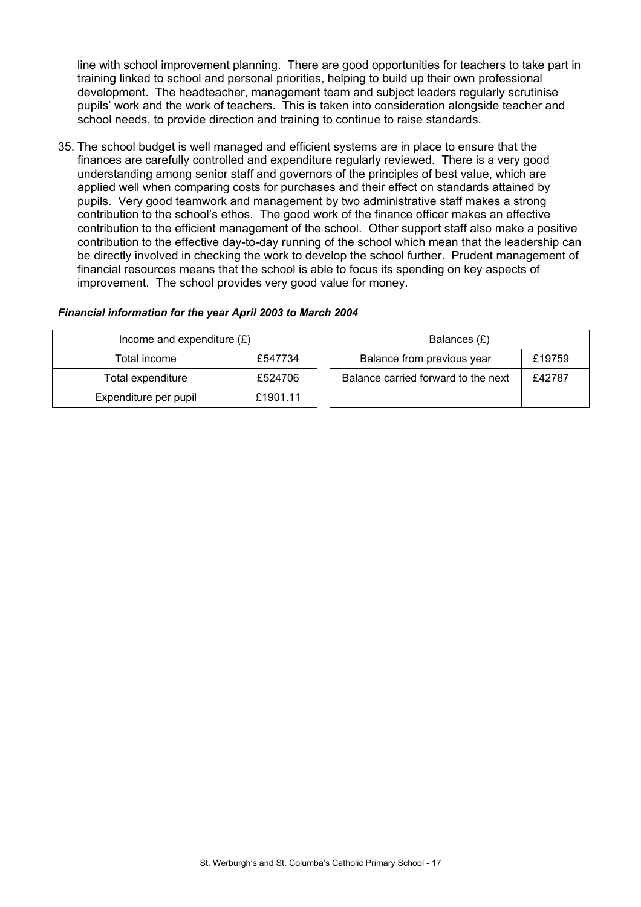line with school improvement planning. There are good opportunities for teachers to take part in training linked to school and personal priorities, helping to build up their own professional development. The headteacher, management team and subject leaders regularly scrutinise pupils' work and the work of teachers. This is taken into consideration alongside teacher and school needs, to provide direction and training to continue to raise standards.

35. The school budget is well managed and efficient systems are in place to ensure that the finances are carefully controlled and expenditure regularly reviewed. There is a very good understanding among senior staff and governors of the principles of best value, which are applied well when comparing costs for purchases and their effect on standards attained by pupils. Very good teamwork and management by two administrative staff makes a strong contribution to the school's ethos. The good work of the finance officer makes an effective contribution to the efficient management of the school. Other support staff also make a positive contribution to the effective day-to-day running of the school which mean that the leadership can be directly involved in checking the work to develop the school further. Prudent management of financial resources means that the school is able to focus its spending on key aspects of improvement. The school provides very good value for money.

***Financial information for the year April 2003 to March 2004***

| Income and expenditure (£) | |
|---|---|
| Total income | £547734 |
| Total expenditure | £524706 |
| Expenditure per pupil | £1901.11 |

| Balances (£) | |
|---|---|
| Balance from previous year | £19759 |
| Balance carried forward to the next | £42787 |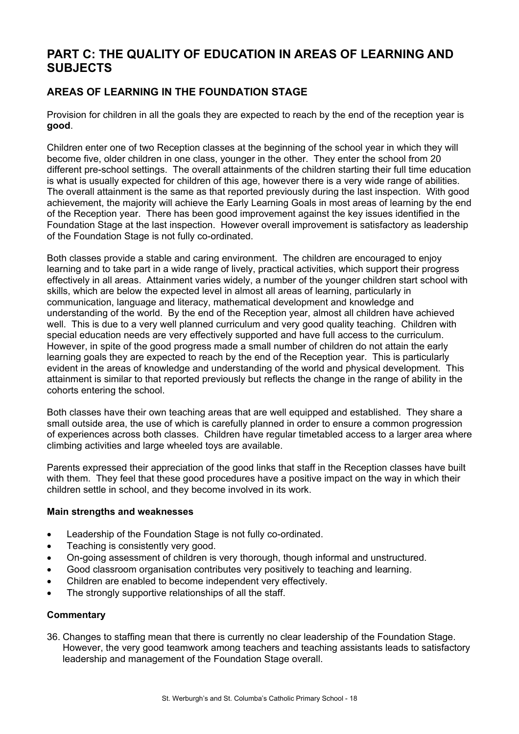# PART C: THE QUALITY OF EDUCATION IN AREAS OF LEARNING AND SUBJECTS

## AREAS OF LEARNING IN THE FOUNDATION STAGE

Provision for children in all the goals they are expected to reach by the end of the reception year is **good**.

Children enter one of two Reception classes at the beginning of the school year in which they will become five, older children in one class, younger in the other. They enter the school from 20 different pre-school settings. The overall attainments of the children starting their full time education is what is usually expected for children of this age, however there is a very wide range of abilities. The overall attainment is the same as that reported previously during the last inspection. With good achievement, the majority will achieve the Early Learning Goals in most areas of learning by the end of the Reception year. There has been good improvement against the key issues identified in the Foundation Stage at the last inspection. However overall improvement is satisfactory as leadership of the Foundation Stage is not fully co-ordinated.

Both classes provide a stable and caring environment. The children are encouraged to enjoy learning and to take part in a wide range of lively, practical activities, which support their progress effectively in all areas. Attainment varies widely, a number of the younger children start school with skills, which are below the expected level in almost all areas of learning, particularly in communication, language and literacy, mathematical development and knowledge and understanding of the world. By the end of the Reception year, almost all children have achieved well. This is due to a very well planned curriculum and very good quality teaching. Children with special education needs are very effectively supported and have full access to the curriculum. However, in spite of the good progress made a small number of children do not attain the early learning goals they are expected to reach by the end of the Reception year. This is particularly evident in the areas of knowledge and understanding of the world and physical development. This attainment is similar to that reported previously but reflects the change in the range of ability in the cohorts entering the school.

Both classes have their own teaching areas that are well equipped and established. They share a small outside area, the use of which is carefully planned in order to ensure a common progression of experiences across both classes. Children have regular timetabled access to a larger area where climbing activities and large wheeled toys are available.

Parents expressed their appreciation of the good links that staff in the Reception classes have built with them. They feel that these good procedures have a positive impact on the way in which their children settle in school, and they become involved in its work.

### Main strengths and weaknesses

- Leadership of the Foundation Stage is not fully co-ordinated.
- Teaching is consistently very good.
- On-going assessment of children is very thorough, though informal and unstructured.
- Good classroom organisation contributes very positively to teaching and learning.
- Children are enabled to become independent very effectively.
- The strongly supportive relationships of all the staff.

### Commentary

36. Changes to staffing mean that there is currently no clear leadership of the Foundation Stage. However, the very good teamwork among teachers and teaching assistants leads to satisfactory leadership and management of the Foundation Stage overall.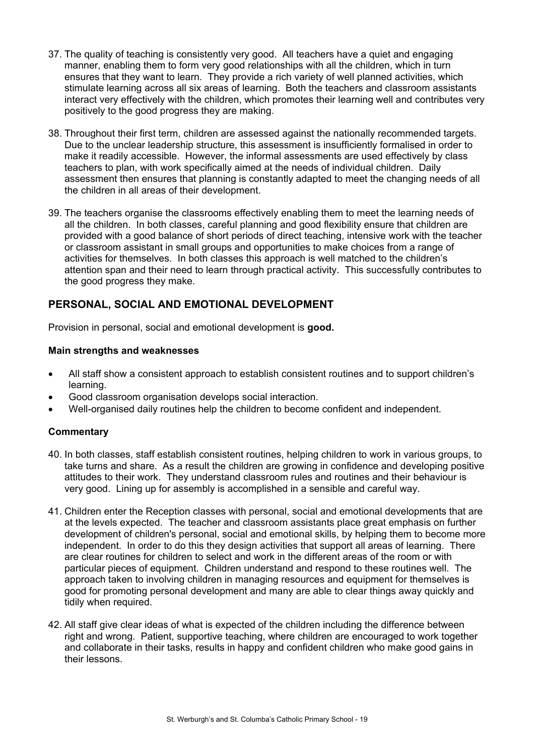37. The quality of teaching is consistently very good. All teachers have a quiet and engaging manner, enabling them to form very good relationships with all the children, which in turn ensures that they want to learn. They provide a rich variety of well planned activities, which stimulate learning across all six areas of learning. Both the teachers and classroom assistants interact very effectively with the children, which promotes their learning well and contributes very positively to the good progress they are making.

38. Throughout their first term, children are assessed against the nationally recommended targets. Due to the unclear leadership structure, this assessment is insufficiently formalised in order to make it readily accessible. However, the informal assessments are used effectively by class teachers to plan, with work specifically aimed at the needs of individual children. Daily assessment then ensures that planning is constantly adapted to meet the changing needs of all the children in all areas of their development.

39. The teachers organise the classrooms effectively enabling them to meet the learning needs of all the children. In both classes, careful planning and good flexibility ensure that children are provided with a good balance of short periods of direct teaching, intensive work with the teacher or classroom assistant in small groups and opportunities to make choices from a range of activities for themselves. In both classes this approach is well matched to the children's attention span and their need to learn through practical activity. This successfully contributes to the good progress they make.

## PERSONAL, SOCIAL AND EMOTIONAL DEVELOPMENT

Provision in personal, social and emotional development is **good.**

### Main strengths and weaknesses

- All staff show a consistent approach to establish consistent routines and to support children's learning.
- Good classroom organisation develops social interaction.
- Well-organised daily routines help the children to become confident and independent.

### Commentary

40. In both classes, staff establish consistent routines, helping children to work in various groups, to take turns and share. As a result the children are growing in confidence and developing positive attitudes to their work. They understand classroom rules and routines and their behaviour is very good. Lining up for assembly is accomplished in a sensible and careful way.

41. Children enter the Reception classes with personal, social and emotional developments that are at the levels expected. The teacher and classroom assistants place great emphasis on further development of children's personal, social and emotional skills, by helping them to become more independent. In order to do this they design activities that support all areas of learning. There are clear routines for children to select and work in the different areas of the room or with particular pieces of equipment. Children understand and respond to these routines well. The approach taken to involving children in managing resources and equipment for themselves is good for promoting personal development and many are able to clear things away quickly and tidily when required.

42. All staff give clear ideas of what is expected of the children including the difference between right and wrong. Patient, supportive teaching, where children are encouraged to work together and collaborate in their tasks, results in happy and confident children who make good gains in their lessons.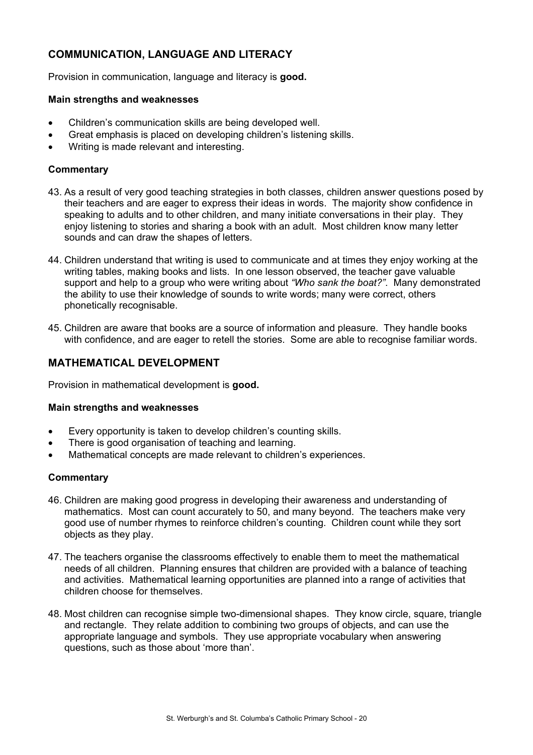## COMMUNICATION, LANGUAGE AND LITERACY

Provision in communication, language and literacy is **good.**

### Main strengths and weaknesses

- Children's communication skills are being developed well.
- Great emphasis is placed on developing children's listening skills.
- Writing is made relevant and interesting.

### Commentary

43. As a result of very good teaching strategies in both classes, children answer questions posed by their teachers and are eager to express their ideas in words. The majority show confidence in speaking to adults and to other children, and many initiate conversations in their play. They enjoy listening to stories and sharing a book with an adult. Most children know many letter sounds and can draw the shapes of letters.

44. Children understand that writing is used to communicate and at times they enjoy working at the writing tables, making books and lists. In one lesson observed, the teacher gave valuable support and help to a group who were writing about *"Who sank the boat?"*. Many demonstrated the ability to use their knowledge of sounds to write words; many were correct, others phonetically recognisable.

45. Children are aware that books are a source of information and pleasure. They handle books with confidence, and are eager to retell the stories. Some are able to recognise familiar words.

## MATHEMATICAL DEVELOPMENT

Provision in mathematical development is **good.**

### Main strengths and weaknesses

- Every opportunity is taken to develop children's counting skills.
- There is good organisation of teaching and learning.
- Mathematical concepts are made relevant to children's experiences.

### Commentary

46. Children are making good progress in developing their awareness and understanding of mathematics. Most can count accurately to 50, and many beyond. The teachers make very good use of number rhymes to reinforce children's counting. Children count while they sort objects as they play.

47. The teachers organise the classrooms effectively to enable them to meet the mathematical needs of all children. Planning ensures that children are provided with a balance of teaching and activities. Mathematical learning opportunities are planned into a range of activities that children choose for themselves.

48. Most children can recognise simple two-dimensional shapes. They know circle, square, triangle and rectangle. They relate addition to combining two groups of objects, and can use the appropriate language and symbols. They use appropriate vocabulary when answering questions, such as those about 'more than'.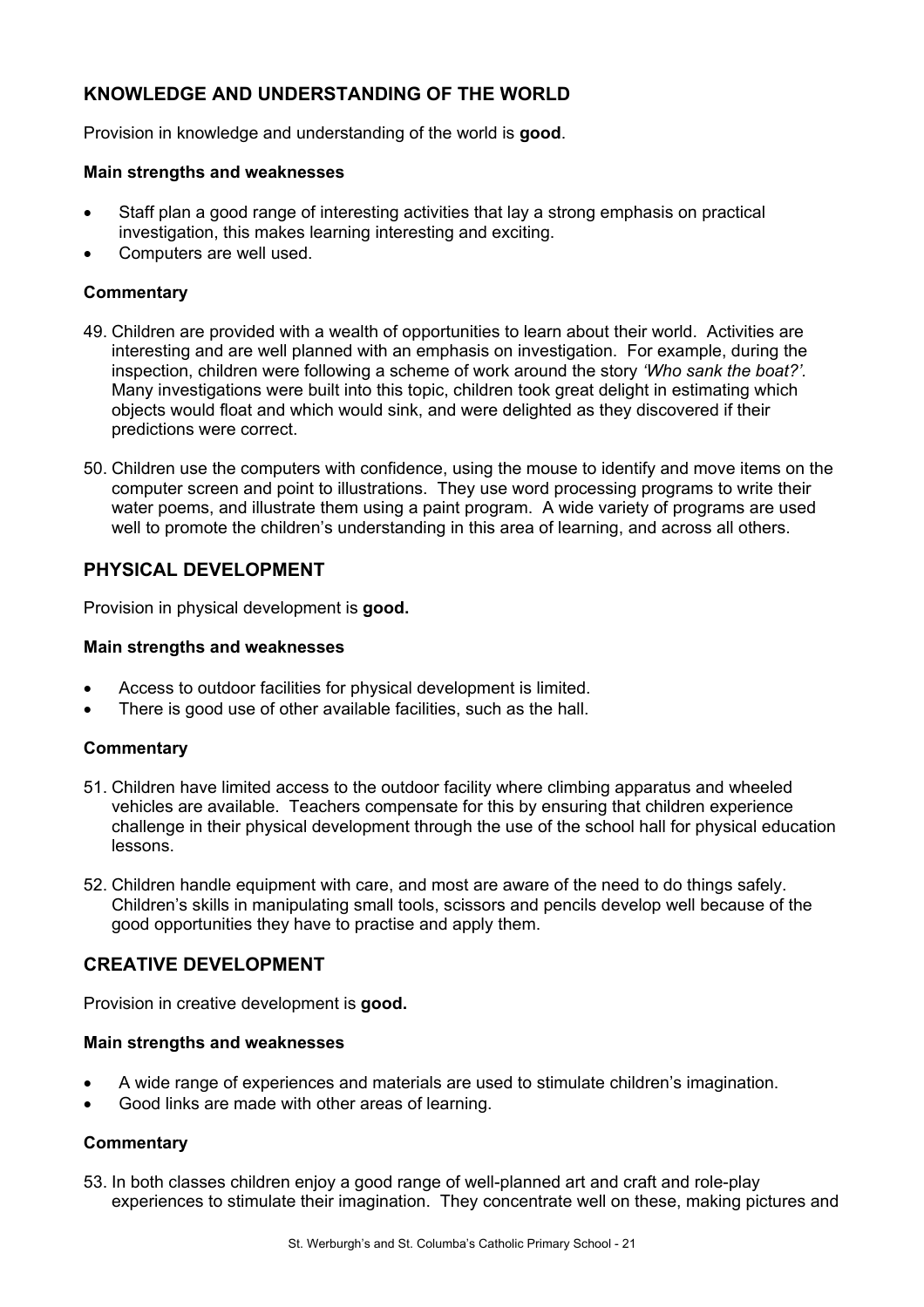## KNOWLEDGE AND UNDERSTANDING OF THE WORLD

Provision in knowledge and understanding of the world is **good**.

### Main strengths and weaknesses

- Staff plan a good range of interesting activities that lay a strong emphasis on practical investigation, this makes learning interesting and exciting.
- Computers are well used.

### Commentary

49. Children are provided with a wealth of opportunities to learn about their world. Activities are interesting and are well planned with an emphasis on investigation. For example, during the inspection, children were following a scheme of work around the story *'Who sank the boat?'.* Many investigations were built into this topic, children took great delight in estimating which objects would float and which would sink, and were delighted as they discovered if their predictions were correct.

50. Children use the computers with confidence, using the mouse to identify and move items on the computer screen and point to illustrations. They use word processing programs to write their water poems, and illustrate them using a paint program. A wide variety of programs are used well to promote the children's understanding in this area of learning, and across all others.

## PHYSICAL DEVELOPMENT

Provision in physical development is **good.**

### Main strengths and weaknesses

- Access to outdoor facilities for physical development is limited.
- There is good use of other available facilities, such as the hall.

### Commentary

51. Children have limited access to the outdoor facility where climbing apparatus and wheeled vehicles are available. Teachers compensate for this by ensuring that children experience challenge in their physical development through the use of the school hall for physical education lessons.

52. Children handle equipment with care, and most are aware of the need to do things safely. Children's skills in manipulating small tools, scissors and pencils develop well because of the good opportunities they have to practise and apply them.

## CREATIVE DEVELOPMENT

Provision in creative development is **good.**

### Main strengths and weaknesses

- A wide range of experiences and materials are used to stimulate children's imagination.
- Good links are made with other areas of learning.

### Commentary

53. In both classes children enjoy a good range of well-planned art and craft and role-play experiences to stimulate their imagination. They concentrate well on these, making pictures and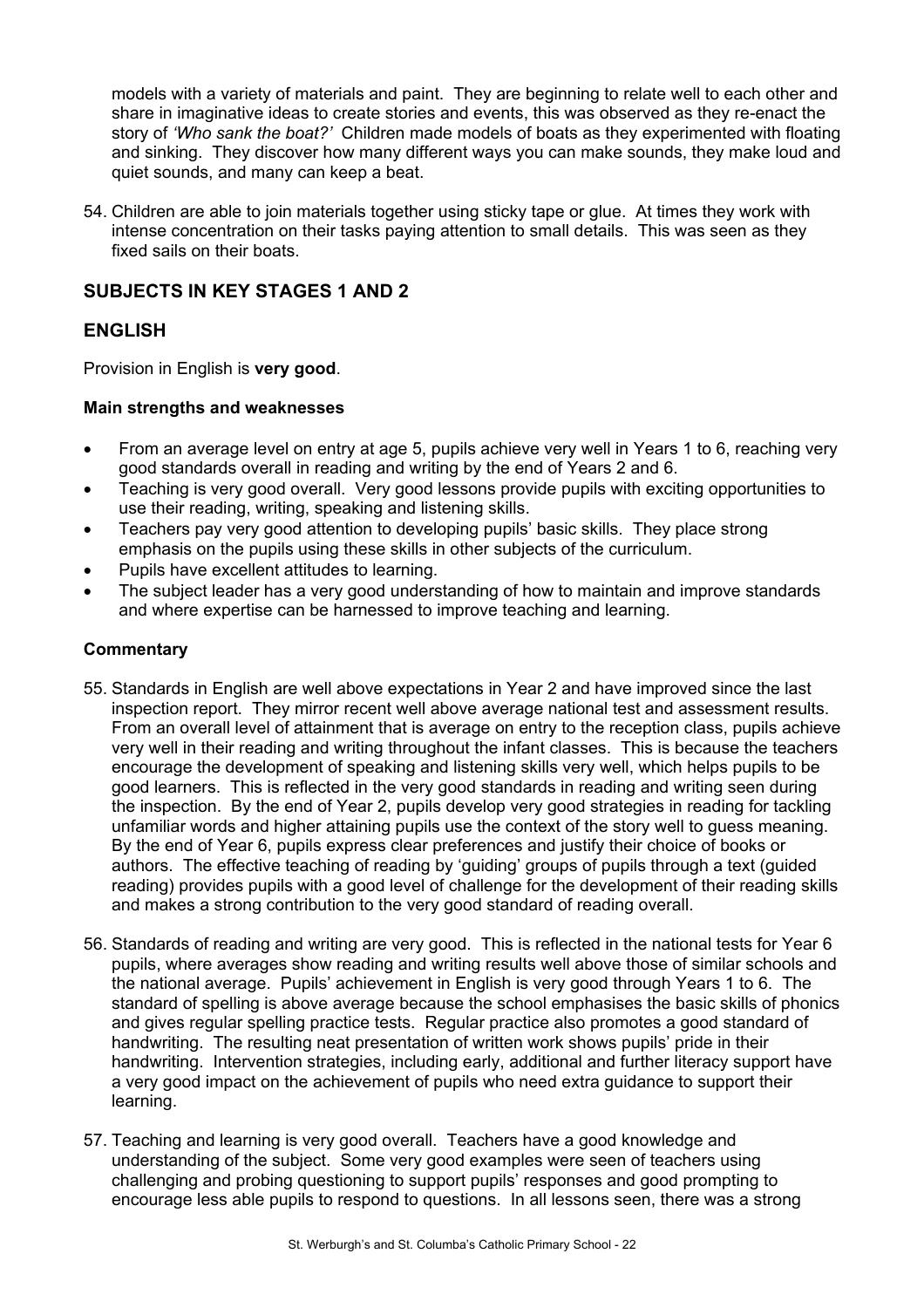models with a variety of materials and paint. They are beginning to relate well to each other and share in imaginative ideas to create stories and events, this was observed as they re-enact the story of *'Who sank the boat?'* Children made models of boats as they experimented with floating and sinking. They discover how many different ways you can make sounds, they make loud and quiet sounds, and many can keep a beat.

54. Children are able to join materials together using sticky tape or glue. At times they work with intense concentration on their tasks paying attention to small details. This was seen as they fixed sails on their boats.

## SUBJECTS IN KEY STAGES 1 AND 2

## ENGLISH

Provision in English is **very good**.

### Main strengths and weaknesses

- From an average level on entry at age 5, pupils achieve very well in Years 1 to 6, reaching very good standards overall in reading and writing by the end of Years 2 and 6.
- Teaching is very good overall. Very good lessons provide pupils with exciting opportunities to use their reading, writing, speaking and listening skills.
- Teachers pay very good attention to developing pupils' basic skills. They place strong emphasis on the pupils using these skills in other subjects of the curriculum.
- Pupils have excellent attitudes to learning.
- The subject leader has a very good understanding of how to maintain and improve standards and where expertise can be harnessed to improve teaching and learning.

### Commentary

55. Standards in English are well above expectations in Year 2 and have improved since the last inspection report. They mirror recent well above average national test and assessment results. From an overall level of attainment that is average on entry to the reception class, pupils achieve very well in their reading and writing throughout the infant classes. This is because the teachers encourage the development of speaking and listening skills very well, which helps pupils to be good learners. This is reflected in the very good standards in reading and writing seen during the inspection. By the end of Year 2, pupils develop very good strategies in reading for tackling unfamiliar words and higher attaining pupils use the context of the story well to guess meaning. By the end of Year 6, pupils express clear preferences and justify their choice of books or authors. The effective teaching of reading by 'guiding' groups of pupils through a text (guided reading) provides pupils with a good level of challenge for the development of their reading skills and makes a strong contribution to the very good standard of reading overall.

56. Standards of reading and writing are very good. This is reflected in the national tests for Year 6 pupils, where averages show reading and writing results well above those of similar schools and the national average. Pupils' achievement in English is very good through Years 1 to 6. The standard of spelling is above average because the school emphasises the basic skills of phonics and gives regular spelling practice tests. Regular practice also promotes a good standard of handwriting. The resulting neat presentation of written work shows pupils' pride in their handwriting. Intervention strategies, including early, additional and further literacy support have a very good impact on the achievement of pupils who need extra guidance to support their learning.

57. Teaching and learning is very good overall. Teachers have a good knowledge and understanding of the subject. Some very good examples were seen of teachers using challenging and probing questioning to support pupils' responses and good prompting to encourage less able pupils to respond to questions. In all lessons seen, there was a strong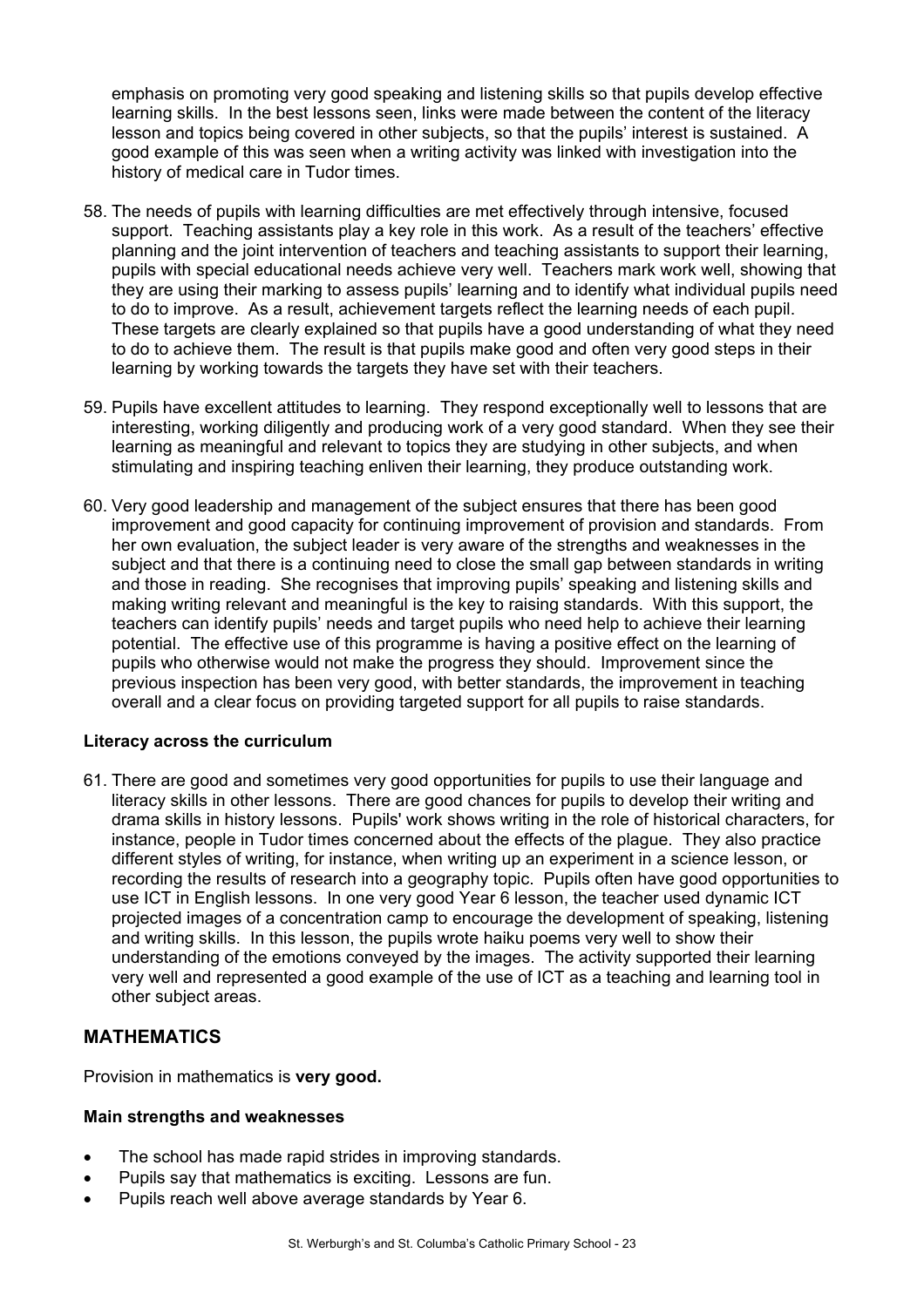emphasis on promoting very good speaking and listening skills so that pupils develop effective learning skills. In the best lessons seen, links were made between the content of the literacy lesson and topics being covered in other subjects, so that the pupils' interest is sustained. A good example of this was seen when a writing activity was linked with investigation into the history of medical care in Tudor times.

58. The needs of pupils with learning difficulties are met effectively through intensive, focused support. Teaching assistants play a key role in this work. As a result of the teachers' effective planning and the joint intervention of teachers and teaching assistants to support their learning, pupils with special educational needs achieve very well. Teachers mark work well, showing that they are using their marking to assess pupils' learning and to identify what individual pupils need to do to improve. As a result, achievement targets reflect the learning needs of each pupil. These targets are clearly explained so that pupils have a good understanding of what they need to do to achieve them. The result is that pupils make good and often very good steps in their learning by working towards the targets they have set with their teachers.

59. Pupils have excellent attitudes to learning. They respond exceptionally well to lessons that are interesting, working diligently and producing work of a very good standard. When they see their learning as meaningful and relevant to topics they are studying in other subjects, and when stimulating and inspiring teaching enliven their learning, they produce outstanding work.

60. Very good leadership and management of the subject ensures that there has been good improvement and good capacity for continuing improvement of provision and standards. From her own evaluation, the subject leader is very aware of the strengths and weaknesses in the subject and that there is a continuing need to close the small gap between standards in writing and those in reading. She recognises that improving pupils' speaking and listening skills and making writing relevant and meaningful is the key to raising standards. With this support, the teachers can identify pupils' needs and target pupils who need help to achieve their learning potential. The effective use of this programme is having a positive effect on the learning of pupils who otherwise would not make the progress they should. Improvement since the previous inspection has been very good, with better standards, the improvement in teaching overall and a clear focus on providing targeted support for all pupils to raise standards.

### Literacy across the curriculum

61. There are good and sometimes very good opportunities for pupils to use their language and literacy skills in other lessons. There are good chances for pupils to develop their writing and drama skills in history lessons. Pupils' work shows writing in the role of historical characters, for instance, people in Tudor times concerned about the effects of the plague. They also practice different styles of writing, for instance, when writing up an experiment in a science lesson, or recording the results of research into a geography topic. Pupils often have good opportunities to use ICT in English lessons. In one very good Year 6 lesson, the teacher used dynamic ICT projected images of a concentration camp to encourage the development of speaking, listening and writing skills. In this lesson, the pupils wrote haiku poems very well to show their understanding of the emotions conveyed by the images. The activity supported their learning very well and represented a good example of the use of ICT as a teaching and learning tool in other subject areas.

## MATHEMATICS

Provision in mathematics is **very good.**

### Main strengths and weaknesses

- The school has made rapid strides in improving standards.
- Pupils say that mathematics is exciting. Lessons are fun.
- Pupils reach well above average standards by Year 6.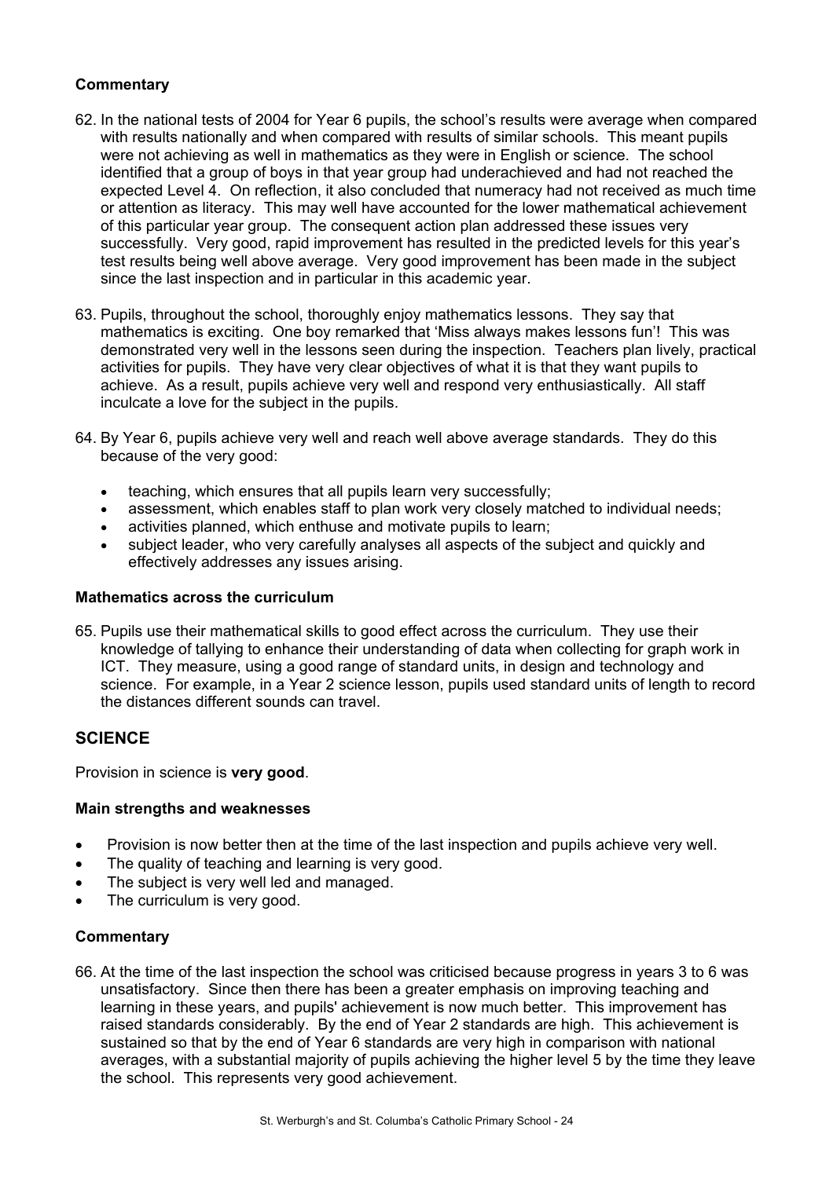**Commentary**

62. In the national tests of 2004 for Year 6 pupils, the school's results were average when compared with results nationally and when compared with results of similar schools. This meant pupils were not achieving as well in mathematics as they were in English or science. The school identified that a group of boys in that year group had underachieved and had not reached the expected Level 4. On reflection, it also concluded that numeracy had not received as much time or attention as literacy. This may well have accounted for the lower mathematical achievement of this particular year group. The consequent action plan addressed these issues very successfully. Very good, rapid improvement has resulted in the predicted levels for this year's test results being well above average. Very good improvement has been made in the subject since the last inspection and in particular in this academic year.

63. Pupils, throughout the school, thoroughly enjoy mathematics lessons. They say that mathematics is exciting. One boy remarked that 'Miss always makes lessons fun'! This was demonstrated very well in the lessons seen during the inspection. Teachers plan lively, practical activities for pupils. They have very clear objectives of what it is that they want pupils to achieve. As a result, pupils achieve very well and respond very enthusiastically. All staff inculcate a love for the subject in the pupils.

64. By Year 6, pupils achieve very well and reach well above average standards. They do this because of the very good:

- teaching, which ensures that all pupils learn very successfully;
- assessment, which enables staff to plan work very closely matched to individual needs;
- activities planned, which enthuse and motivate pupils to learn;
- subject leader, who very carefully analyses all aspects of the subject and quickly and effectively addresses any issues arising.

**Mathematics across the curriculum**

65. Pupils use their mathematical skills to good effect across the curriculum. They use their knowledge of tallying to enhance their understanding of data when collecting for graph work in ICT. They measure, using a good range of standard units, in design and technology and science. For example, in a Year 2 science lesson, pupils used standard units of length to record the distances different sounds can travel.

## SCIENCE

Provision in science is **very good**.

**Main strengths and weaknesses**

- Provision is now better then at the time of the last inspection and pupils achieve very well.
- The quality of teaching and learning is very good.
- The subject is very well led and managed.
- The curriculum is very good.

**Commentary**

66. At the time of the last inspection the school was criticised because progress in years 3 to 6 was unsatisfactory. Since then there has been a greater emphasis on improving teaching and learning in these years, and pupils' achievement is now much better. This improvement has raised standards considerably. By the end of Year 2 standards are high. This achievement is sustained so that by the end of Year 6 standards are very high in comparison with national averages, with a substantial majority of pupils achieving the higher level 5 by the time they leave the school. This represents very good achievement.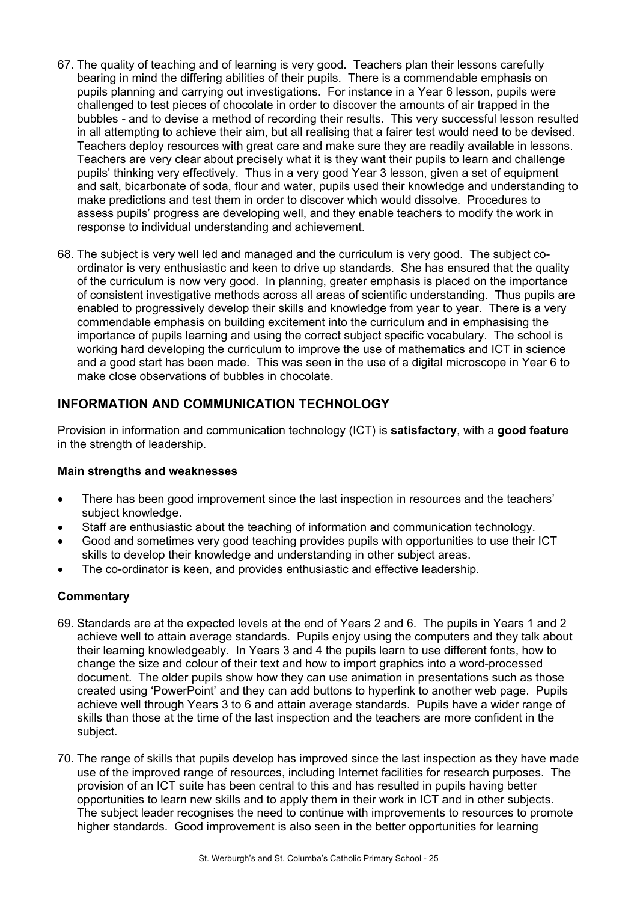67. The quality of teaching and of learning is very good. Teachers plan their lessons carefully bearing in mind the differing abilities of their pupils. There is a commendable emphasis on pupils planning and carrying out investigations. For instance in a Year 6 lesson, pupils were challenged to test pieces of chocolate in order to discover the amounts of air trapped in the bubbles - and to devise a method of recording their results. This very successful lesson resulted in all attempting to achieve their aim, but all realising that a fairer test would need to be devised. Teachers deploy resources with great care and make sure they are readily available in lessons. Teachers are very clear about precisely what it is they want their pupils to learn and challenge pupils' thinking very effectively. Thus in a very good Year 3 lesson, given a set of equipment and salt, bicarbonate of soda, flour and water, pupils used their knowledge and understanding to make predictions and test them in order to discover which would dissolve. Procedures to assess pupils' progress are developing well, and they enable teachers to modify the work in response to individual understanding and achievement.

68. The subject is very well led and managed and the curriculum is very good. The subject co-ordinator is very enthusiastic and keen to drive up standards. She has ensured that the quality of the curriculum is now very good. In planning, greater emphasis is placed on the importance of consistent investigative methods across all areas of scientific understanding. Thus pupils are enabled to progressively develop their skills and knowledge from year to year. There is a very commendable emphasis on building excitement into the curriculum and in emphasising the importance of pupils learning and using the correct subject specific vocabulary. The school is working hard developing the curriculum to improve the use of mathematics and ICT in science and a good start has been made. This was seen in the use of a digital microscope in Year 6 to make close observations of bubbles in chocolate.

## INFORMATION AND COMMUNICATION TECHNOLOGY

Provision in information and communication technology (ICT) is **satisfactory**, with a **good feature** in the strength of leadership.

### Main strengths and weaknesses

- There has been good improvement since the last inspection in resources and the teachers' subject knowledge.
- Staff are enthusiastic about the teaching of information and communication technology.
- Good and sometimes very good teaching provides pupils with opportunities to use their ICT skills to develop their knowledge and understanding in other subject areas.
- The co-ordinator is keen, and provides enthusiastic and effective leadership.

### Commentary

69. Standards are at the expected levels at the end of Years 2 and 6. The pupils in Years 1 and 2 achieve well to attain average standards. Pupils enjoy using the computers and they talk about their learning knowledgeably. In Years 3 and 4 the pupils learn to use different fonts, how to change the size and colour of their text and how to import graphics into a word-processed document. The older pupils show how they can use animation in presentations such as those created using 'PowerPoint' and they can add buttons to hyperlink to another web page. Pupils achieve well through Years 3 to 6 and attain average standards. Pupils have a wider range of skills than those at the time of the last inspection and the teachers are more confident in the subject.

70. The range of skills that pupils develop has improved since the last inspection as they have made use of the improved range of resources, including Internet facilities for research purposes. The provision of an ICT suite has been central to this and has resulted in pupils having better opportunities to learn new skills and to apply them in their work in ICT and in other subjects. The subject leader recognises the need to continue with improvements to resources to promote higher standards. Good improvement is also seen in the better opportunities for learning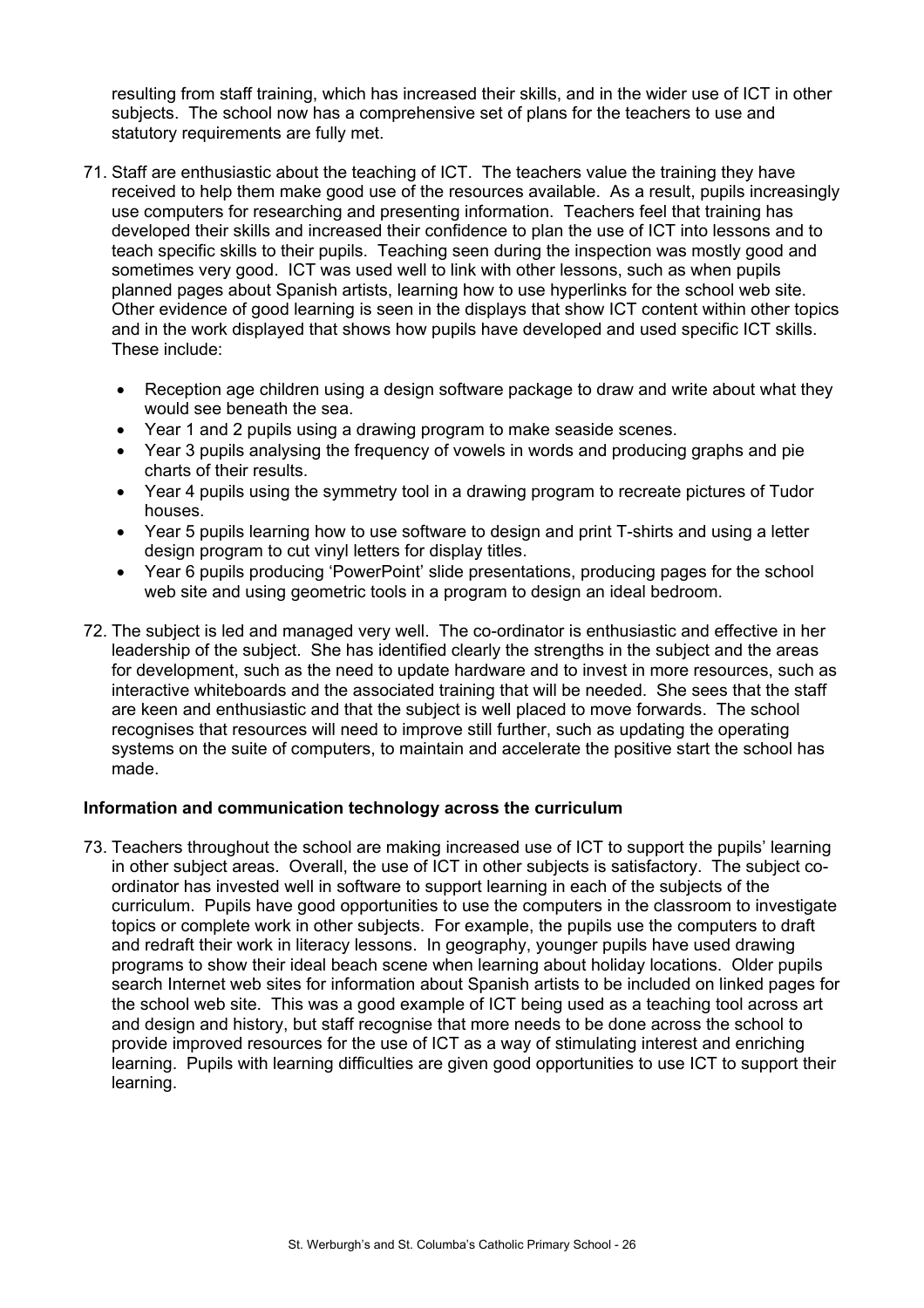resulting from staff training, which has increased their skills, and in the wider use of ICT in other subjects. The school now has a comprehensive set of plans for the teachers to use and statutory requirements are fully met.

71. Staff are enthusiastic about the teaching of ICT. The teachers value the training they have received to help them make good use of the resources available. As a result, pupils increasingly use computers for researching and presenting information. Teachers feel that training has developed their skills and increased their confidence to plan the use of ICT into lessons and to teach specific skills to their pupils. Teaching seen during the inspection was mostly good and sometimes very good. ICT was used well to link with other lessons, such as when pupils planned pages about Spanish artists, learning how to use hyperlinks for the school web site. Other evidence of good learning is seen in the displays that show ICT content within other topics and in the work displayed that shows how pupils have developed and used specific ICT skills. These include:

   - Reception age children using a design software package to draw and write about what they would see beneath the sea.
   - Year 1 and 2 pupils using a drawing program to make seaside scenes.
   - Year 3 pupils analysing the frequency of vowels in words and producing graphs and pie charts of their results.
   - Year 4 pupils using the symmetry tool in a drawing program to recreate pictures of Tudor houses.
   - Year 5 pupils learning how to use software to design and print T-shirts and using a letter design program to cut vinyl letters for display titles.
   - Year 6 pupils producing 'PowerPoint' slide presentations, producing pages for the school web site and using geometric tools in a program to design an ideal bedroom.

72. The subject is led and managed very well. The co-ordinator is enthusiastic and effective in her leadership of the subject. She has identified clearly the strengths in the subject and the areas for development, such as the need to update hardware and to invest in more resources, such as interactive whiteboards and the associated training that will be needed. She sees that the staff are keen and enthusiastic and that the subject is well placed to move forwards. The school recognises that resources will need to improve still further, such as updating the operating systems on the suite of computers, to maintain and accelerate the positive start the school has made.

**Information and communication technology across the curriculum**

73. Teachers throughout the school are making increased use of ICT to support the pupils' learning in other subject areas. Overall, the use of ICT in other subjects is satisfactory. The subject co-ordinator has invested well in software to support learning in each of the subjects of the curriculum. Pupils have good opportunities to use the computers in the classroom to investigate topics or complete work in other subjects. For example, the pupils use the computers to draft and redraft their work in literacy lessons. In geography, younger pupils have used drawing programs to show their ideal beach scene when learning about holiday locations. Older pupils search Internet web sites for information about Spanish artists to be included on linked pages for the school web site. This was a good example of ICT being used as a teaching tool across art and design and history, but staff recognise that more needs to be done across the school to provide improved resources for the use of ICT as a way of stimulating interest and enriching learning. Pupils with learning difficulties are given good opportunities to use ICT to support their learning.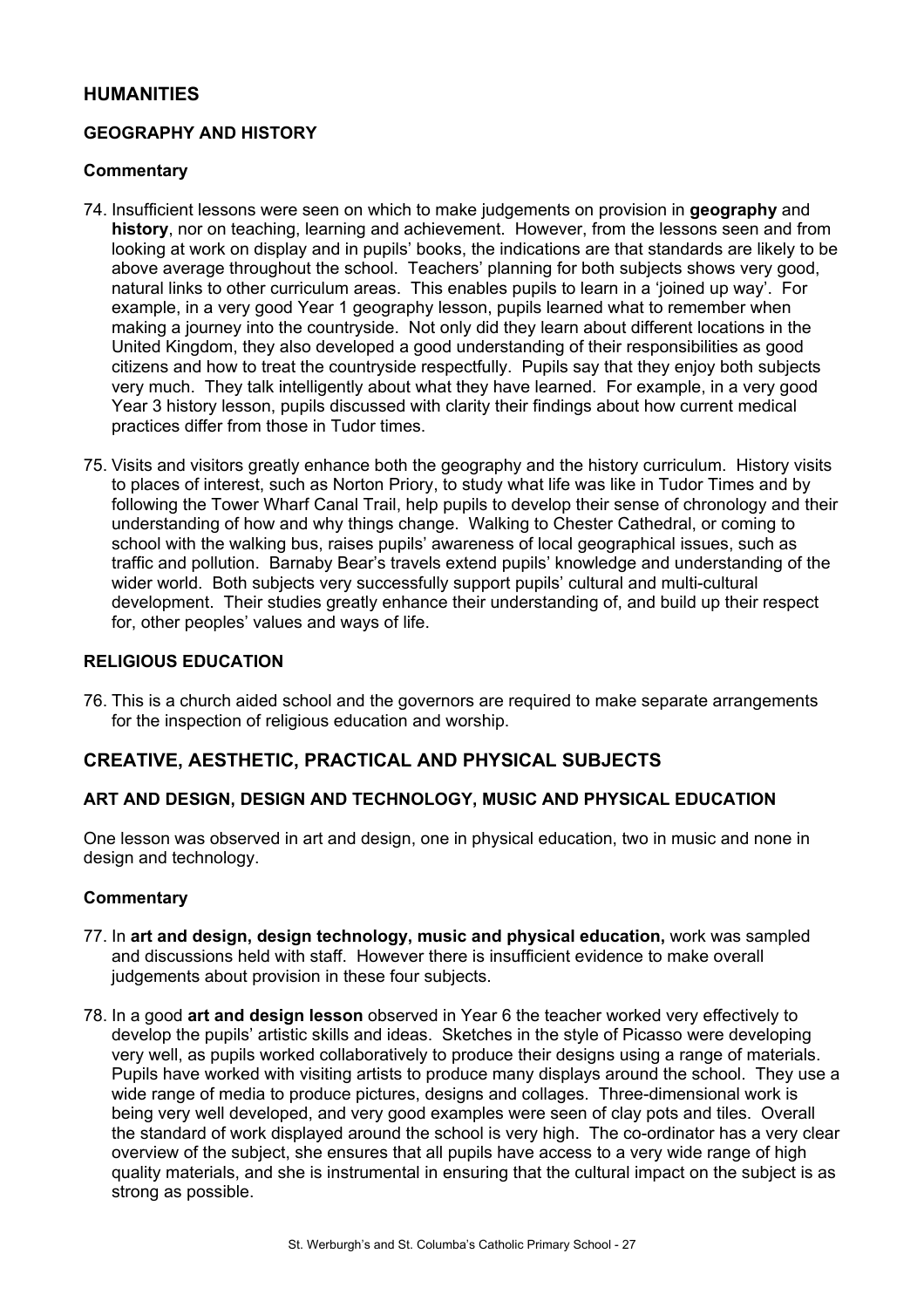## HUMANITIES

### GEOGRAPHY AND HISTORY

#### Commentary

74. Insufficient lessons were seen on which to make judgements on provision in **geography** and **history**, nor on teaching, learning and achievement. However, from the lessons seen and from looking at work on display and in pupils' books, the indications are that standards are likely to be above average throughout the school. Teachers' planning for both subjects shows very good, natural links to other curriculum areas. This enables pupils to learn in a 'joined up way'. For example, in a very good Year 1 geography lesson, pupils learned what to remember when making a journey into the countryside. Not only did they learn about different locations in the United Kingdom, they also developed a good understanding of their responsibilities as good citizens and how to treat the countryside respectfully. Pupils say that they enjoy both subjects very much. They talk intelligently about what they have learned. For example, in a very good Year 3 history lesson, pupils discussed with clarity their findings about how current medical practices differ from those in Tudor times.

75. Visits and visitors greatly enhance both the geography and the history curriculum. History visits to places of interest, such as Norton Priory, to study what life was like in Tudor Times and by following the Tower Wharf Canal Trail, help pupils to develop their sense of chronology and their understanding of how and why things change. Walking to Chester Cathedral, or coming to school with the walking bus, raises pupils' awareness of local geographical issues, such as traffic and pollution. Barnaby Bear's travels extend pupils' knowledge and understanding of the wider world. Both subjects very successfully support pupils' cultural and multi-cultural development. Their studies greatly enhance their understanding of, and build up their respect for, other peoples' values and ways of life.

### RELIGIOUS EDUCATION

76. This is a church aided school and the governors are required to make separate arrangements for the inspection of religious education and worship.

## CREATIVE, AESTHETIC, PRACTICAL AND PHYSICAL SUBJECTS

### ART AND DESIGN, DESIGN AND TECHNOLOGY, MUSIC AND PHYSICAL EDUCATION

One lesson was observed in art and design, one in physical education, two in music and none in design and technology.

#### Commentary

77. In **art and design, design technology, music and physical education,** work was sampled and discussions held with staff. However there is insufficient evidence to make overall judgements about provision in these four subjects.

78. In a good **art and design lesson** observed in Year 6 the teacher worked very effectively to develop the pupils' artistic skills and ideas. Sketches in the style of Picasso were developing very well, as pupils worked collaboratively to produce their designs using a range of materials. Pupils have worked with visiting artists to produce many displays around the school. They use a wide range of media to produce pictures, designs and collages. Three-dimensional work is being very well developed, and very good examples were seen of clay pots and tiles. Overall the standard of work displayed around the school is very high. The co-ordinator has a very clear overview of the subject, she ensures that all pupils have access to a very wide range of high quality materials, and she is instrumental in ensuring that the cultural impact on the subject is as strong as possible.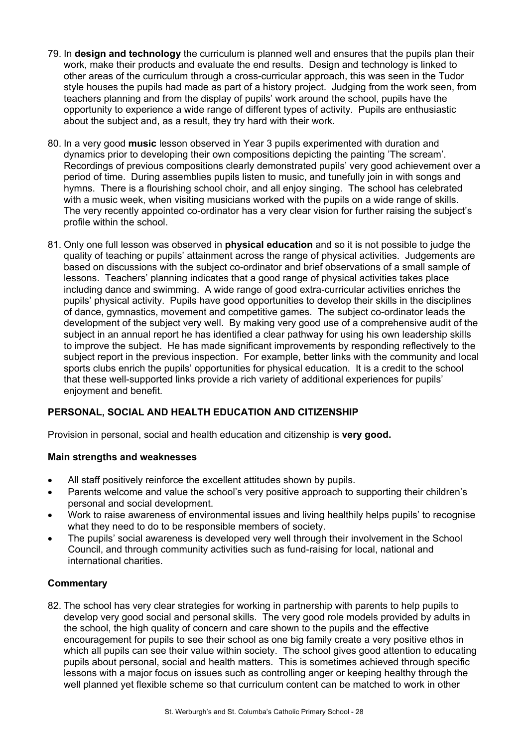79. In **design and technology** the curriculum is planned well and ensures that the pupils plan their work, make their products and evaluate the end results. Design and technology is linked to other areas of the curriculum through a cross-curricular approach, this was seen in the Tudor style houses the pupils had made as part of a history project. Judging from the work seen, from teachers planning and from the display of pupils' work around the school, pupils have the opportunity to experience a wide range of different types of activity. Pupils are enthusiastic about the subject and, as a result, they try hard with their work.

80. In a very good **music** lesson observed in Year 3 pupils experimented with duration and dynamics prior to developing their own compositions depicting the painting 'The scream'. Recordings of previous compositions clearly demonstrated pupils' very good achievement over a period of time. During assemblies pupils listen to music, and tunefully join in with songs and hymns. There is a flourishing school choir, and all enjoy singing. The school has celebrated with a music week, when visiting musicians worked with the pupils on a wide range of skills. The very recently appointed co-ordinator has a very clear vision for further raising the subject's profile within the school.

81. Only one full lesson was observed in **physical education** and so it is not possible to judge the quality of teaching or pupils' attainment across the range of physical activities. Judgements are based on discussions with the subject co-ordinator and brief observations of a small sample of lessons. Teachers' planning indicates that a good range of physical activities takes place including dance and swimming. A wide range of good extra-curricular activities enriches the pupils' physical activity. Pupils have good opportunities to develop their skills in the disciplines of dance, gymnastics, movement and competitive games. The subject co-ordinator leads the development of the subject very well. By making very good use of a comprehensive audit of the subject in an annual report he has identified a clear pathway for using his own leadership skills to improve the subject. He has made significant improvements by responding reflectively to the subject report in the previous inspection. For example, better links with the community and local sports clubs enrich the pupils' opportunities for physical education. It is a credit to the school that these well-supported links provide a rich variety of additional experiences for pupils' enjoyment and benefit.

## PERSONAL, SOCIAL AND HEALTH EDUCATION AND CITIZENSHIP

Provision in personal, social and health education and citizenship is **very good.**

### Main strengths and weaknesses

- All staff positively reinforce the excellent attitudes shown by pupils.
- Parents welcome and value the school's very positive approach to supporting their children's personal and social development.
- Work to raise awareness of environmental issues and living healthily helps pupils' to recognise what they need to do to be responsible members of society.
- The pupils' social awareness is developed very well through their involvement in the School Council, and through community activities such as fund-raising for local, national and international charities.

### Commentary

82. The school has very clear strategies for working in partnership with parents to help pupils to develop very good social and personal skills. The very good role models provided by adults in the school, the high quality of concern and care shown to the pupils and the effective encouragement for pupils to see their school as one big family create a very positive ethos in which all pupils can see their value within society. The school gives good attention to educating pupils about personal, social and health matters. This is sometimes achieved through specific lessons with a major focus on issues such as controlling anger or keeping healthy through the well planned yet flexible scheme so that curriculum content can be matched to work in other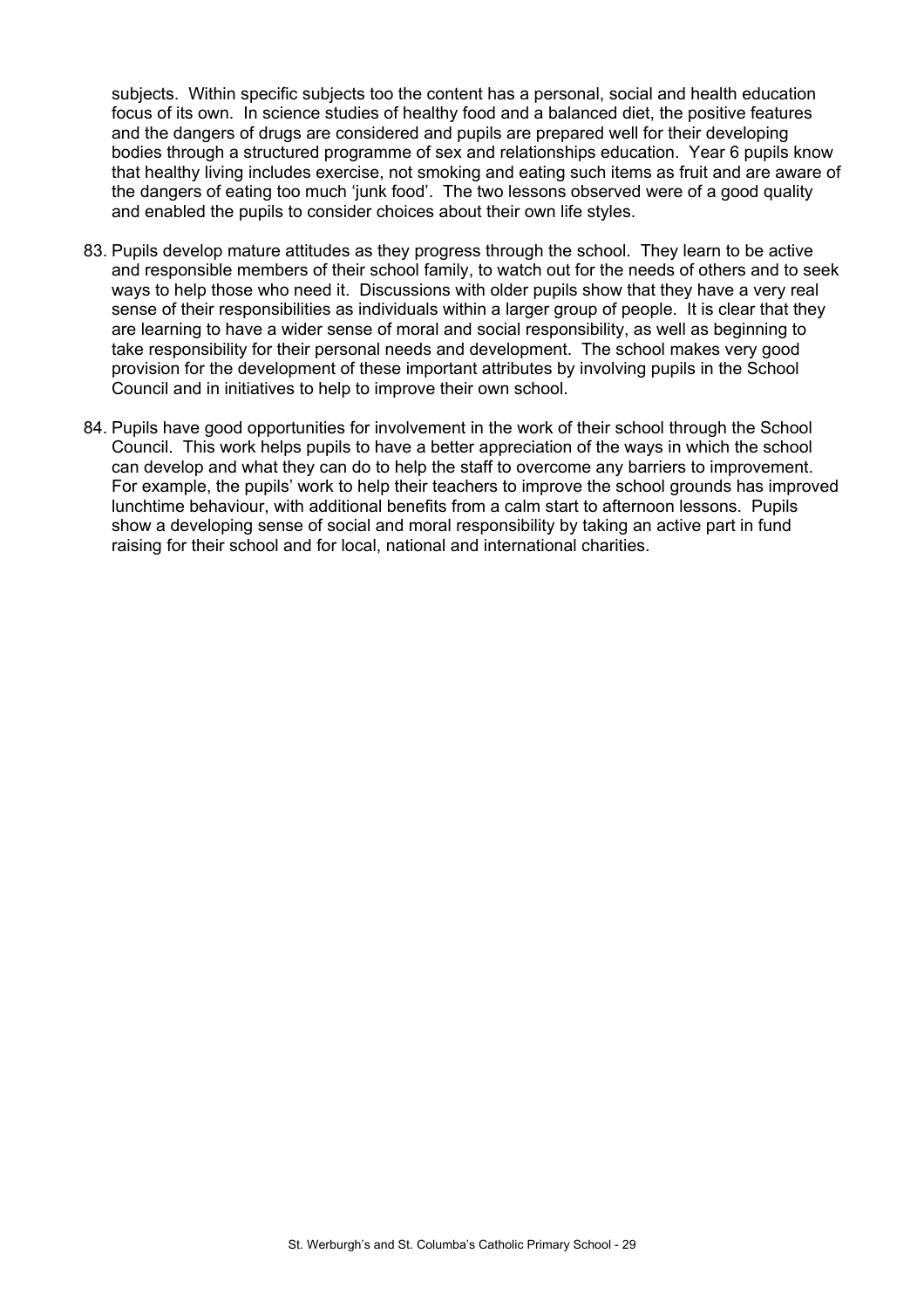subjects. Within specific subjects too the content has a personal, social and health education focus of its own. In science studies of healthy food and a balanced diet, the positive features and the dangers of drugs are considered and pupils are prepared well for their developing bodies through a structured programme of sex and relationships education. Year 6 pupils know that healthy living includes exercise, not smoking and eating such items as fruit and are aware of the dangers of eating too much 'junk food'. The two lessons observed were of a good quality and enabled the pupils to consider choices about their own life styles.

83. Pupils develop mature attitudes as they progress through the school. They learn to be active and responsible members of their school family, to watch out for the needs of others and to seek ways to help those who need it. Discussions with older pupils show that they have a very real sense of their responsibilities as individuals within a larger group of people. It is clear that they are learning to have a wider sense of moral and social responsibility, as well as beginning to take responsibility for their personal needs and development. The school makes very good provision for the development of these important attributes by involving pupils in the School Council and in initiatives to help to improve their own school.

84. Pupils have good opportunities for involvement in the work of their school through the School Council. This work helps pupils to have a better appreciation of the ways in which the school can develop and what they can do to help the staff to overcome any barriers to improvement. For example, the pupils' work to help their teachers to improve the school grounds has improved lunchtime behaviour, with additional benefits from a calm start to afternoon lessons. Pupils show a developing sense of social and moral responsibility by taking an active part in fund raising for their school and for local, national and international charities.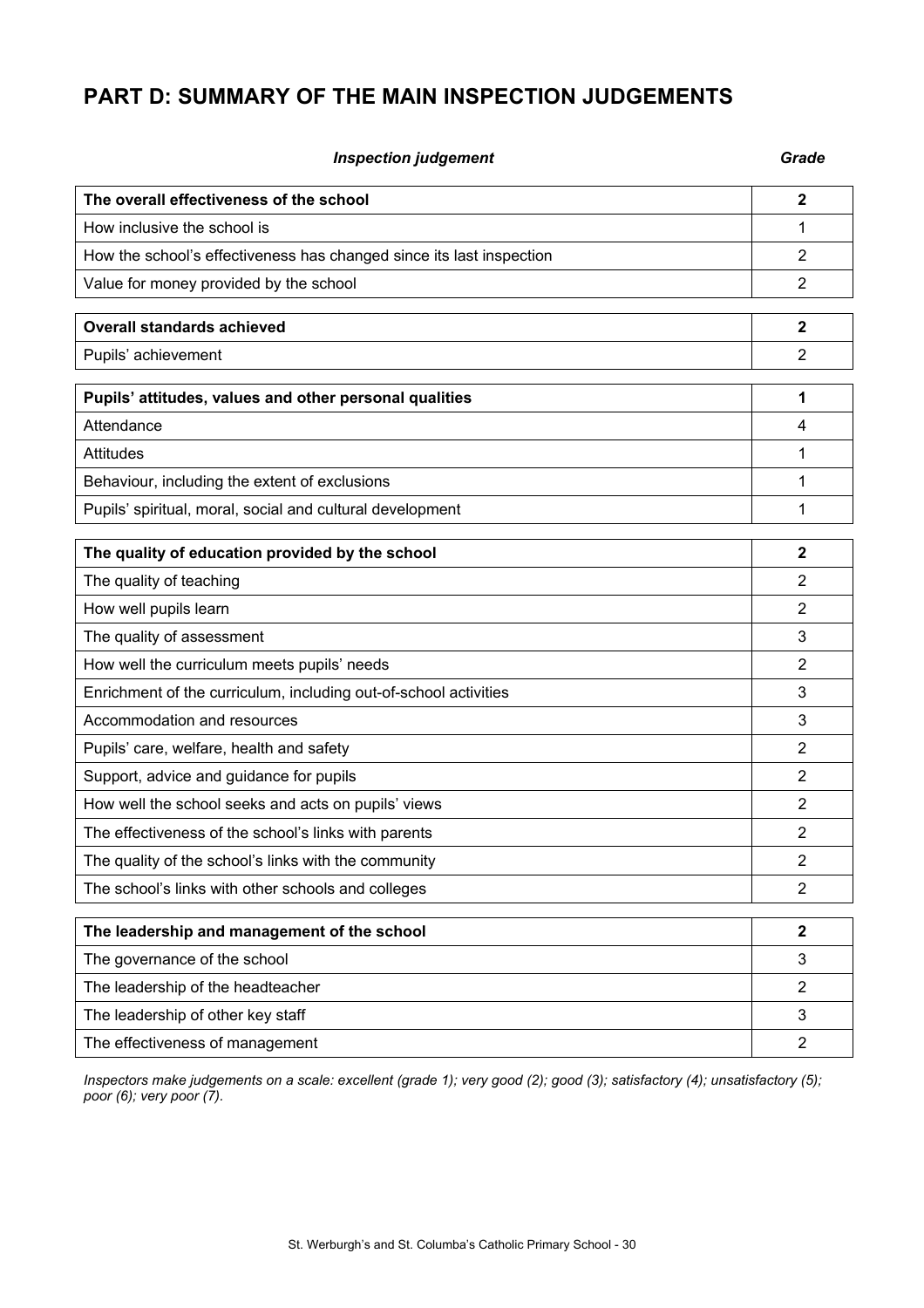# PART D: SUMMARY OF THE MAIN INSPECTION JUDGEMENTS

| *Inspection judgement* | *Grade* |
|---|---|
| **The overall effectiveness of the school** | **2** |
| How inclusive the school is | 1 |
| How the school's effectiveness has changed since its last inspection | 2 |
| Value for money provided by the school | 2 |
| **Overall standards achieved** | **2** |
| Pupils' achievement | 2 |
| **Pupils' attitudes, values and other personal qualities** | **1** |
| Attendance | 4 |
| Attitudes | 1 |
| Behaviour, including the extent of exclusions | 1 |
| Pupils' spiritual, moral, social and cultural development | 1 |
| **The quality of education provided by the school** | **2** |
| The quality of teaching | 2 |
| How well pupils learn | 2 |
| The quality of assessment | 3 |
| How well the curriculum meets pupils' needs | 2 |
| Enrichment of the curriculum, including out-of-school activities | 3 |
| Accommodation and resources | 3 |
| Pupils' care, welfare, health and safety | 2 |
| Support, advice and guidance for pupils | 2 |
| How well the school seeks and acts on pupils' views | 2 |
| The effectiveness of the school's links with parents | 2 |
| The quality of the school's links with the community | 2 |
| The school's links with other schools and colleges | 2 |
| **The leadership and management of the school** | **2** |
| The governance of the school | 3 |
| The leadership of the headteacher | 2 |
| The leadership of other key staff | 3 |
| The effectiveness of management | 2 |

*Inspectors make judgements on a scale: excellent (grade 1); very good (2); good (3); satisfactory (4); unsatisfactory (5); poor (6); very poor (7).*